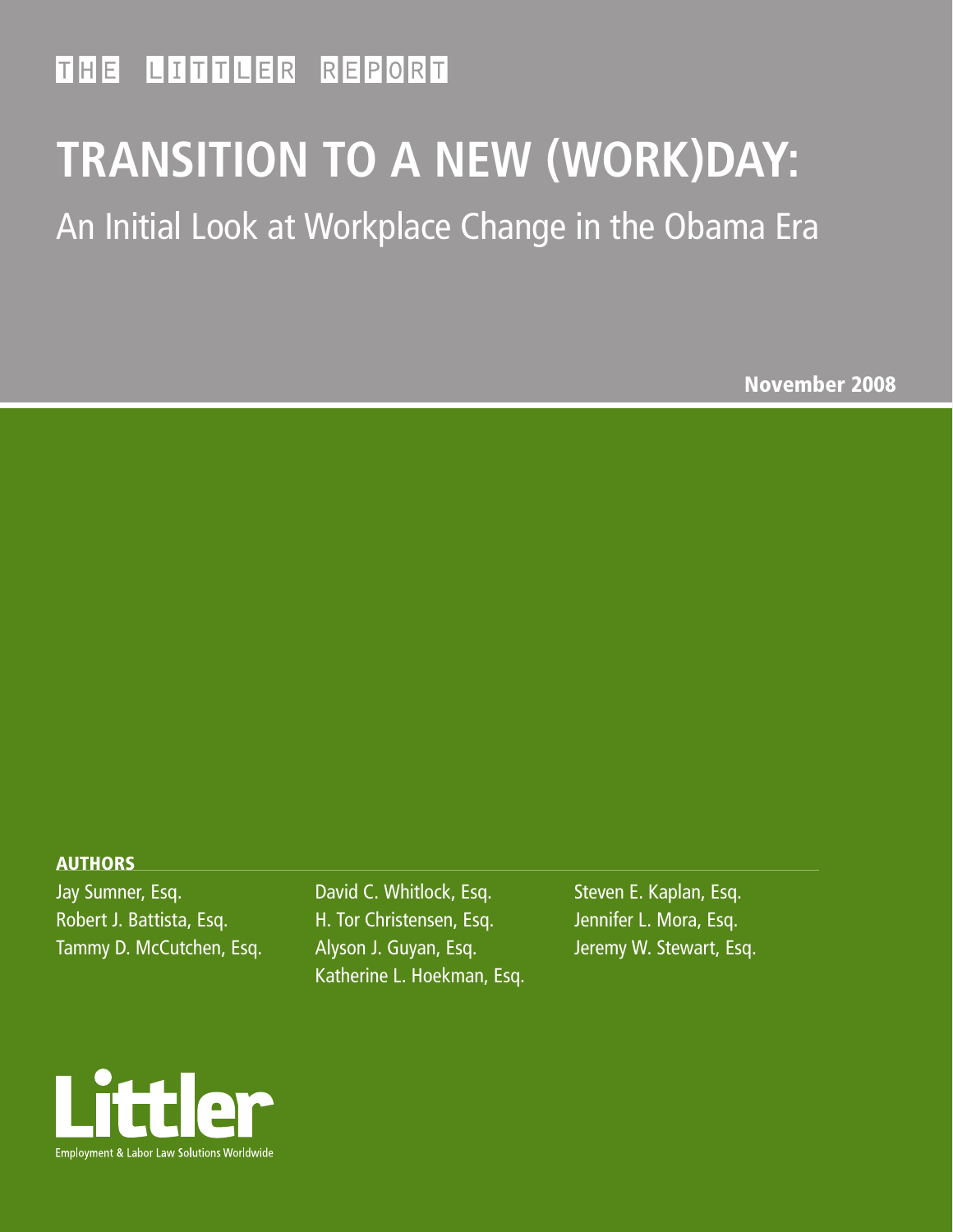THE LITTLER REPORT

# TRANSITION TO A NEW (WORK)DAY:

## An Initial Look at Workplace Change in the Obama Era

**November 2008**

**AUTHORS**

Jay Sumner, Esq.
Robert J. Battista, Esq.
Tammy D. McCutchen, Esq.
David C. Whitlock, Esq.
H. Tor Christensen, Esq.
Alyson J. Guyan, Esq.
Katherine L. Hoekman, Esq.
Steven E. Kaplan, Esq.
Jennifer L. Mora, Esq.
Jeremy W. Stewart, Esq.

Littler

Employment & Labor Law Solutions Worldwide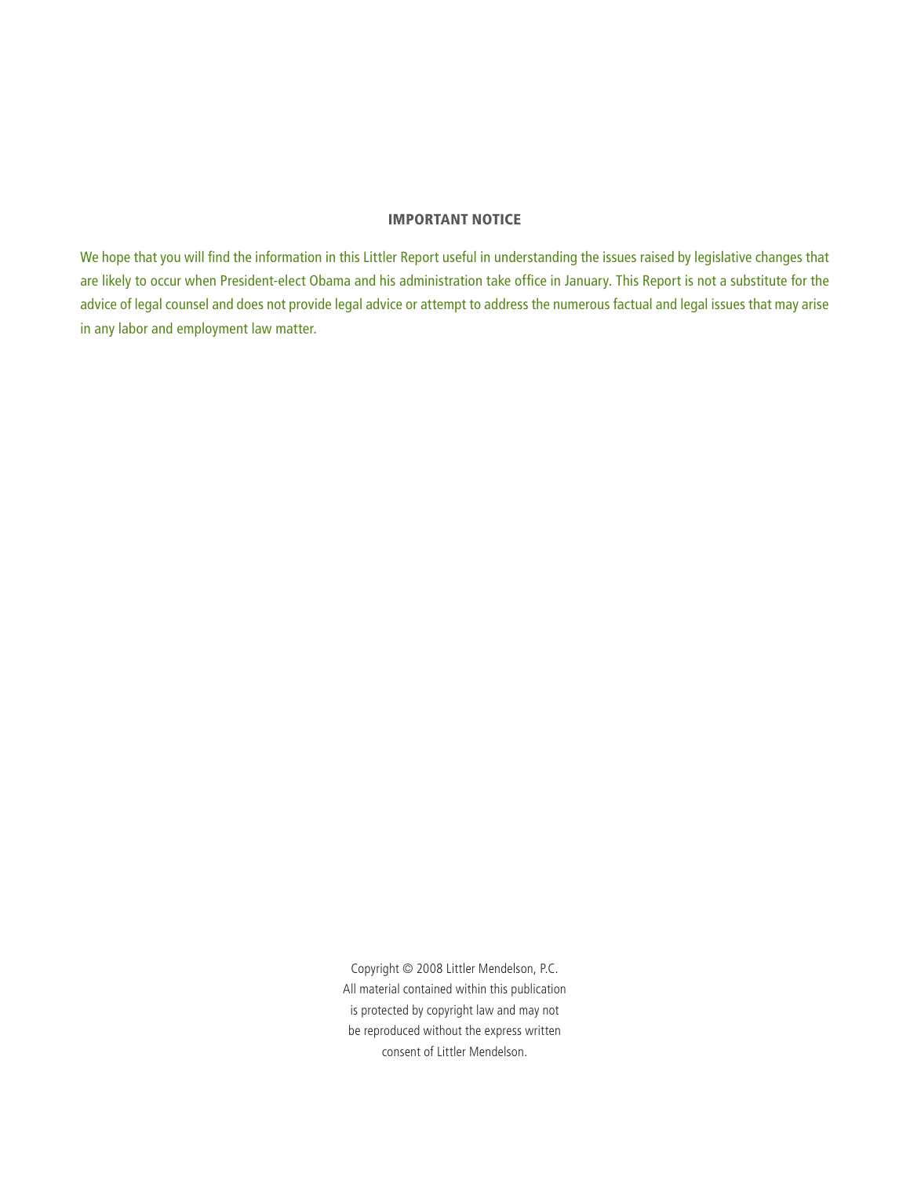## IMPORTANT NOTICE

We hope that you will find the information in this Littler Report useful in understanding the issues raised by legislative changes that are likely to occur when President-elect Obama and his administration take office in January. This Report is not a substitute for the advice of legal counsel and does not provide legal advice or attempt to address the numerous factual and legal issues that may arise in any labor and employment law matter.

Copyright © 2008 Littler Mendelson, P.C.
All material contained within this publication
is protected by copyright law and may not
be reproduced without the express written
consent of Littler Mendelson.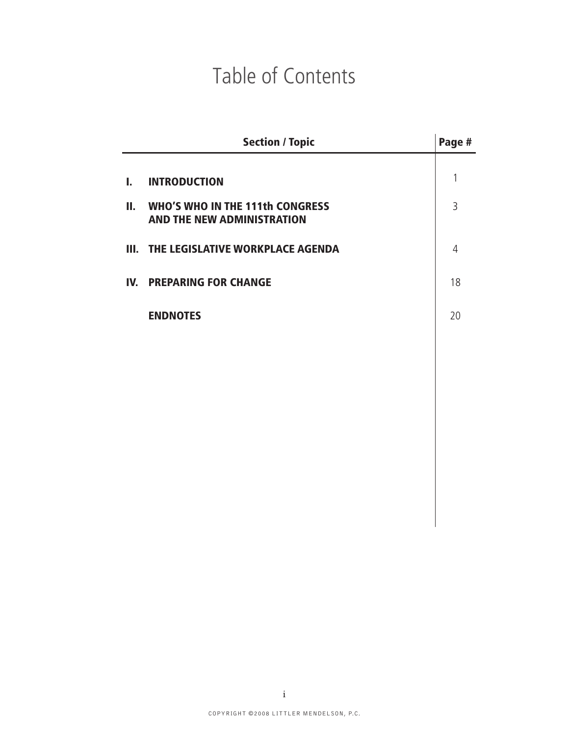# Table of Contents

| Section / Topic | Page # |
|---|---|
| I. INTRODUCTION | 1 |
| II. WHO'S WHO IN THE 111th CONGRESS AND THE NEW ADMINISTRATION | 3 |
| III. THE LEGISLATIVE WORKPLACE AGENDA | 4 |
| IV. PREPARING FOR CHANGE | 18 |
| ENDNOTES | 20 |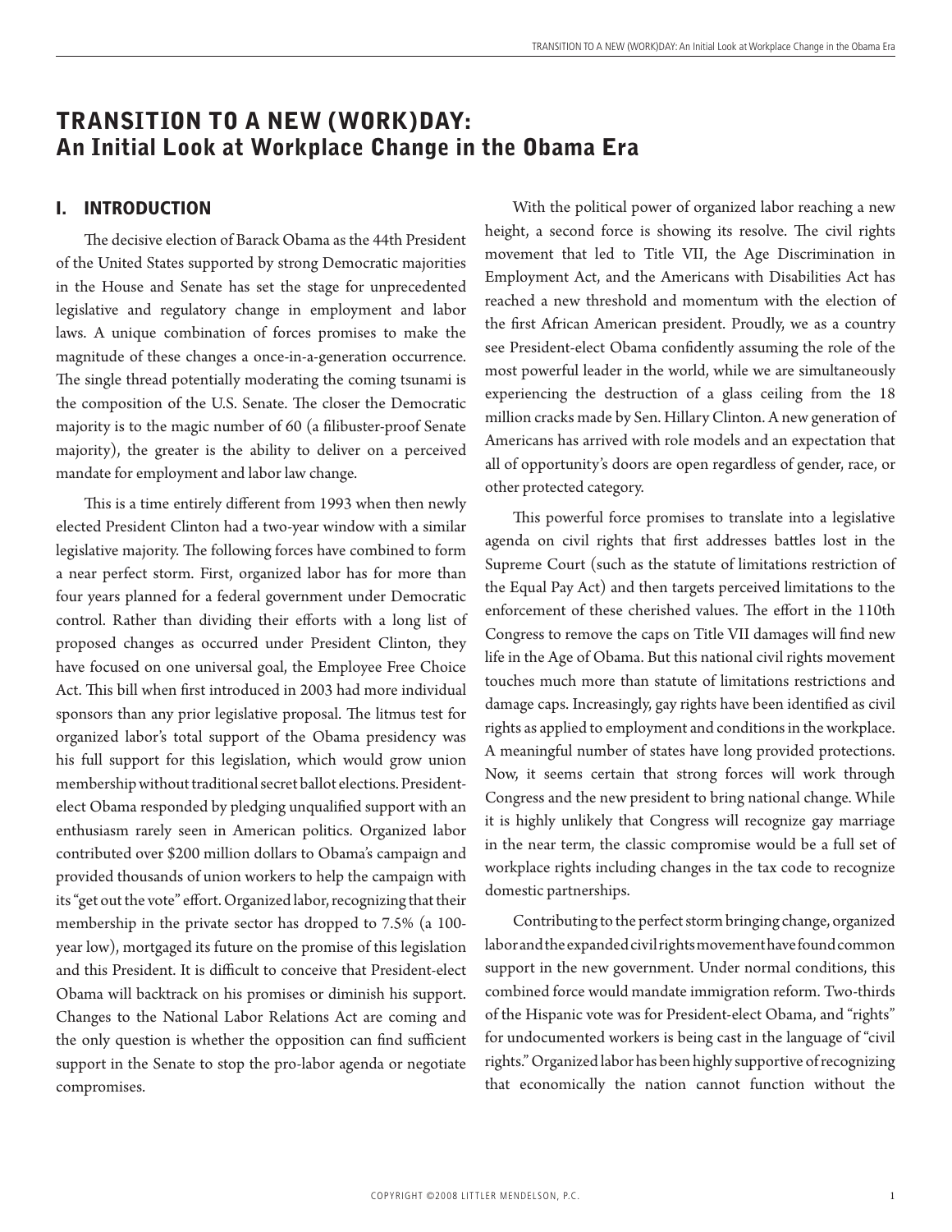# TRANSITION TO A NEW (WORK)DAY: An Initial Look at Workplace Change in the Obama Era

## I. INTRODUCTION

The decisive election of Barack Obama as the 44th President of the United States supported by strong Democratic majorities in the House and Senate has set the stage for unprecedented legislative and regulatory change in employment and labor laws. A unique combination of forces promises to make the magnitude of these changes a once-in-a-generation occurrence. The single thread potentially moderating the coming tsunami is the composition of the U.S. Senate. The closer the Democratic majority is to the magic number of 60 (a filibuster-proof Senate majority), the greater is the ability to deliver on a perceived mandate for employment and labor law change.

This is a time entirely different from 1993 when then newly elected President Clinton had a two-year window with a similar legislative majority. The following forces have combined to form a near perfect storm. First, organized labor has for more than four years planned for a federal government under Democratic control. Rather than dividing their efforts with a long list of proposed changes as occurred under President Clinton, they have focused on one universal goal, the Employee Free Choice Act. This bill when first introduced in 2003 had more individual sponsors than any prior legislative proposal. The litmus test for organized labor's total support of the Obama presidency was his full support for this legislation, which would grow union membership without traditional secret ballot elections. President-elect Obama responded by pledging unqualified support with an enthusiasm rarely seen in American politics. Organized labor contributed over $200 million dollars to Obama's campaign and provided thousands of union workers to help the campaign with its "get out the vote" effort. Organized labor, recognizing that their membership in the private sector has dropped to 7.5% (a 100-year low), mortgaged its future on the promise of this legislation and this President. It is difficult to conceive that President-elect Obama will backtrack on his promises or diminish his support. Changes to the National Labor Relations Act are coming and the only question is whether the opposition can find sufficient support in the Senate to stop the pro-labor agenda or negotiate compromises.

With the political power of organized labor reaching a new height, a second force is showing its resolve. The civil rights movement that led to Title VII, the Age Discrimination in Employment Act, and the Americans with Disabilities Act has reached a new threshold and momentum with the election of the first African American president. Proudly, we as a country see President-elect Obama confidently assuming the role of the most powerful leader in the world, while we are simultaneously experiencing the destruction of a glass ceiling from the 18 million cracks made by Sen. Hillary Clinton. A new generation of Americans has arrived with role models and an expectation that all of opportunity's doors are open regardless of gender, race, or other protected category.

This powerful force promises to translate into a legislative agenda on civil rights that first addresses battles lost in the Supreme Court (such as the statute of limitations restriction of the Equal Pay Act) and then targets perceived limitations to the enforcement of these cherished values. The effort in the 110th Congress to remove the caps on Title VII damages will find new life in the Age of Obama. But this national civil rights movement touches much more than statute of limitations restrictions and damage caps. Increasingly, gay rights have been identified as civil rights as applied to employment and conditions in the workplace. A meaningful number of states have long provided protections. Now, it seems certain that strong forces will work through Congress and the new president to bring national change. While it is highly unlikely that Congress will recognize gay marriage in the near term, the classic compromise would be a full set of workplace rights including changes in the tax code to recognize domestic partnerships.

Contributing to the perfect storm bringing change, organized labor and the expanded civil rights movement have found common support in the new government. Under normal conditions, this combined force would mandate immigration reform. Two-thirds of the Hispanic vote was for President-elect Obama, and "rights" for undocumented workers is being cast in the language of "civil rights." Organized labor has been highly supportive of recognizing that economically the nation cannot function without the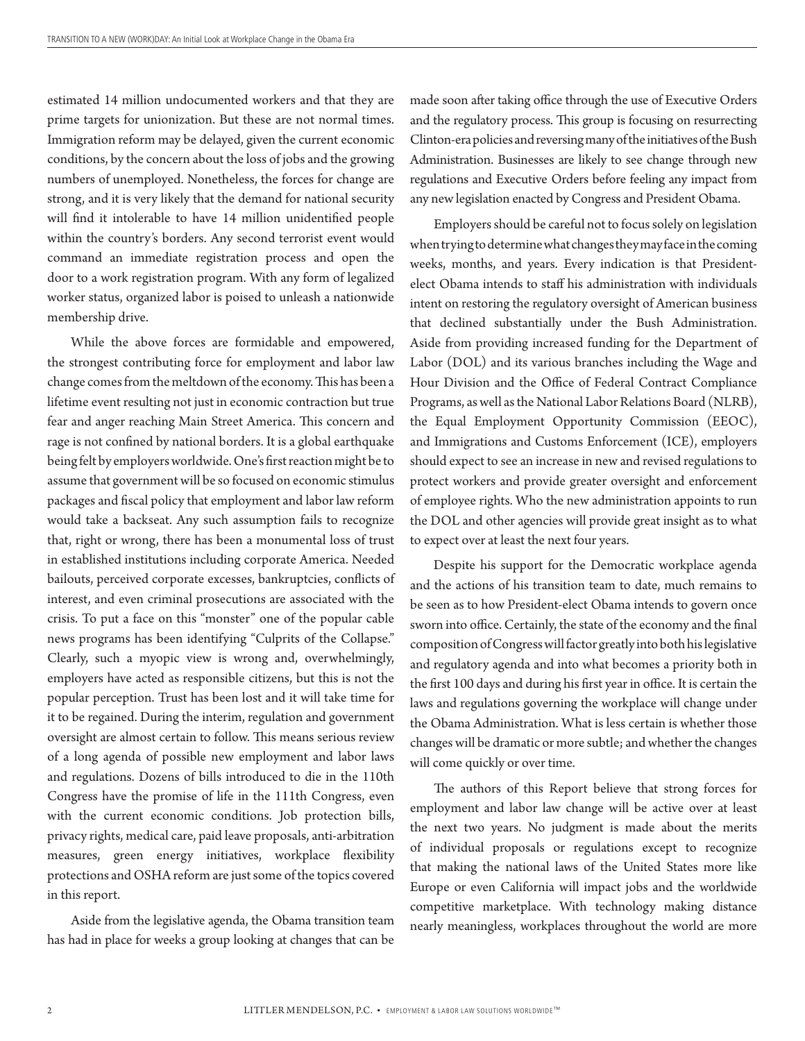estimated 14 million undocumented workers and that they are prime targets for unionization. But these are not normal times. Immigration reform may be delayed, given the current economic conditions, by the concern about the loss of jobs and the growing numbers of unemployed. Nonetheless, the forces for change are strong, and it is very likely that the demand for national security will find it intolerable to have 14 million unidentified people within the country's borders. Any second terrorist event would command an immediate registration process and open the door to a work registration program. With any form of legalized worker status, organized labor is poised to unleash a nationwide membership drive.

While the above forces are formidable and empowered, the strongest contributing force for employment and labor law change comes from the meltdown of the economy. This has been a lifetime event resulting not just in economic contraction but true fear and anger reaching Main Street America. This concern and rage is not confined by national borders. It is a global earthquake being felt by employers worldwide. One's first reaction might be to assume that government will be so focused on economic stimulus packages and fiscal policy that employment and labor law reform would take a backseat. Any such assumption fails to recognize that, right or wrong, there has been a monumental loss of trust in established institutions including corporate America. Needed bailouts, perceived corporate excesses, bankruptcies, conflicts of interest, and even criminal prosecutions are associated with the crisis. To put a face on this "monster" one of the popular cable news programs has been identifying "Culprits of the Collapse." Clearly, such a myopic view is wrong and, overwhelmingly, employers have acted as responsible citizens, but this is not the popular perception. Trust has been lost and it will take time for it to be regained. During the interim, regulation and government oversight are almost certain to follow. This means serious review of a long agenda of possible new employment and labor laws and regulations. Dozens of bills introduced to die in the 110th Congress have the promise of life in the 111th Congress, even with the current economic conditions. Job protection bills, privacy rights, medical care, paid leave proposals, anti-arbitration measures, green energy initiatives, workplace flexibility protections and OSHA reform are just some of the topics covered in this report.

Aside from the legislative agenda, the Obama transition team has had in place for weeks a group looking at changes that can be made soon after taking office through the use of Executive Orders and the regulatory process. This group is focusing on resurrecting Clinton-era policies and reversing many of the initiatives of the Bush Administration. Businesses are likely to see change through new regulations and Executive Orders before feeling any impact from any new legislation enacted by Congress and President Obama.

Employers should be careful not to focus solely on legislation when trying to determine what changes they may face in the coming weeks, months, and years. Every indication is that President-elect Obama intends to staff his administration with individuals intent on restoring the regulatory oversight of American business that declined substantially under the Bush Administration. Aside from providing increased funding for the Department of Labor (DOL) and its various branches including the Wage and Hour Division and the Office of Federal Contract Compliance Programs, as well as the National Labor Relations Board (NLRB), the Equal Employment Opportunity Commission (EEOC), and Immigrations and Customs Enforcement (ICE), employers should expect to see an increase in new and revised regulations to protect workers and provide greater oversight and enforcement of employee rights. Who the new administration appoints to run the DOL and other agencies will provide great insight as to what to expect over at least the next four years.

Despite his support for the Democratic workplace agenda and the actions of his transition team to date, much remains to be seen as to how President-elect Obama intends to govern once sworn into office. Certainly, the state of the economy and the final composition of Congress will factor greatly into both his legislative and regulatory agenda and into what becomes a priority both in the first 100 days and during his first year in office. It is certain the laws and regulations governing the workplace will change under the Obama Administration. What is less certain is whether those changes will be dramatic or more subtle; and whether the changes will come quickly or over time.

The authors of this Report believe that strong forces for employment and labor law change will be active over at least the next two years. No judgment is made about the merits of individual proposals or regulations except to recognize that making the national laws of the United States more like Europe or even California will impact jobs and the worldwide competitive marketplace. With technology making distance nearly meaningless, workplaces throughout the world are more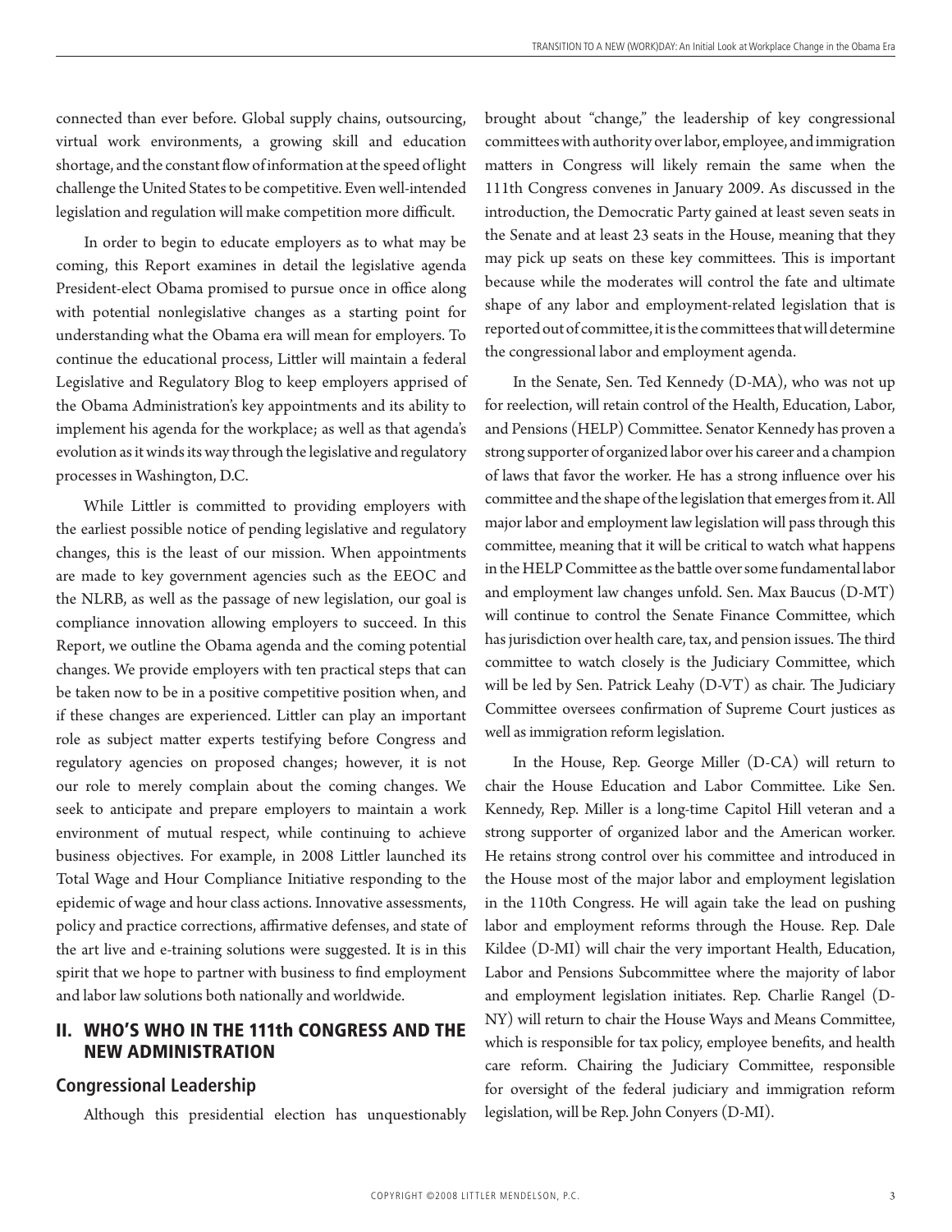connected than ever before. Global supply chains, outsourcing, virtual work environments, a growing skill and education shortage, and the constant flow of information at the speed of light challenge the United States to be competitive. Even well-intended legislation and regulation will make competition more difficult.

In order to begin to educate employers as to what may be coming, this Report examines in detail the legislative agenda President-elect Obama promised to pursue once in office along with potential nonlegislative changes as a starting point for understanding what the Obama era will mean for employers. To continue the educational process, Littler will maintain a federal Legislative and Regulatory Blog to keep employers apprised of the Obama Administration's key appointments and its ability to implement his agenda for the workplace; as well as that agenda's evolution as it winds its way through the legislative and regulatory processes in Washington, D.C.

While Littler is committed to providing employers with the earliest possible notice of pending legislative and regulatory changes, this is the least of our mission. When appointments are made to key government agencies such as the EEOC and the NLRB, as well as the passage of new legislation, our goal is compliance innovation allowing employers to succeed. In this Report, we outline the Obama agenda and the coming potential changes. We provide employers with ten practical steps that can be taken now to be in a positive competitive position when, and if these changes are experienced. Littler can play an important role as subject matter experts testifying before Congress and regulatory agencies on proposed changes; however, it is not our role to merely complain about the coming changes. We seek to anticipate and prepare employers to maintain a work environment of mutual respect, while continuing to achieve business objectives. For example, in 2008 Littler launched its Total Wage and Hour Compliance Initiative responding to the epidemic of wage and hour class actions. Innovative assessments, policy and practice corrections, affirmative defenses, and state of the art live and e-training solutions were suggested. It is in this spirit that we hope to partner with business to find employment and labor law solutions both nationally and worldwide.

## II. WHO'S WHO IN THE 111th CONGRESS AND THE NEW ADMINISTRATION

### Congressional Leadership

Although this presidential election has unquestionably brought about "change," the leadership of key congressional committees with authority over labor, employee, and immigration matters in Congress will likely remain the same when the 111th Congress convenes in January 2009. As discussed in the introduction, the Democratic Party gained at least seven seats in the Senate and at least 23 seats in the House, meaning that they may pick up seats on these key committees. This is important because while the moderates will control the fate and ultimate shape of any labor and employment-related legislation that is reported out of committee, it is the committees that will determine the congressional labor and employment agenda.

In the Senate, Sen. Ted Kennedy (D-MA), who was not up for reelection, will retain control of the Health, Education, Labor, and Pensions (HELP) Committee. Senator Kennedy has proven a strong supporter of organized labor over his career and a champion of laws that favor the worker. He has a strong influence over his committee and the shape of the legislation that emerges from it. All major labor and employment law legislation will pass through this committee, meaning that it will be critical to watch what happens in the HELP Committee as the battle over some fundamental labor and employment law changes unfold. Sen. Max Baucus (D-MT) will continue to control the Senate Finance Committee, which has jurisdiction over health care, tax, and pension issues. The third committee to watch closely is the Judiciary Committee, which will be led by Sen. Patrick Leahy (D-VT) as chair. The Judiciary Committee oversees confirmation of Supreme Court justices as well as immigration reform legislation.

In the House, Rep. George Miller (D-CA) will return to chair the House Education and Labor Committee. Like Sen. Kennedy, Rep. Miller is a long-time Capitol Hill veteran and a strong supporter of organized labor and the American worker. He retains strong control over his committee and introduced in the House most of the major labor and employment legislation in the 110th Congress. He will again take the lead on pushing labor and employment reforms through the House. Rep. Dale Kildee (D-MI) will chair the very important Health, Education, Labor and Pensions Subcommittee where the majority of labor and employment legislation initiates. Rep. Charlie Rangel (D-NY) will return to chair the House Ways and Means Committee, which is responsible for tax policy, employee benefits, and health care reform. Chairing the Judiciary Committee, responsible for oversight of the federal judiciary and immigration reform legislation, will be Rep. John Conyers (D-MI).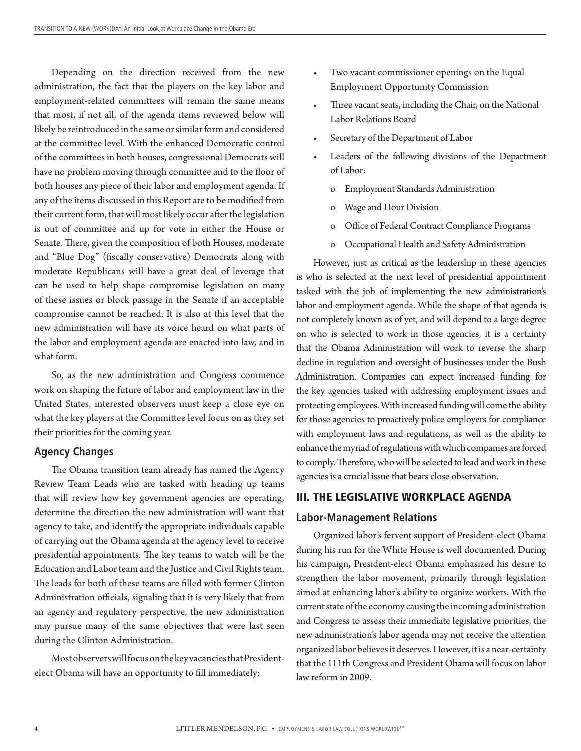Depending on the direction received from the new administration, the fact that the players on the key labor and employment-related committees will remain the same means that most, if not all, of the agenda items reviewed below will likely be reintroduced in the same or similar form and considered at the committee level. With the enhanced Democratic control of the committees in both houses, congressional Democrats will have no problem moving through committee and to the floor of both houses any piece of their labor and employment agenda. If any of the items discussed in this Report are to be modified from their current form, that will most likely occur after the legislation is out of committee and up for vote in either the House or Senate. There, given the composition of both Houses, moderate and "Blue Dog" (fiscally conservative) Democrats along with moderate Republicans will have a great deal of leverage that can be used to help shape compromise legislation on many of these issues or block passage in the Senate if an acceptable compromise cannot be reached. It is also at this level that the new administration will have its voice heard on what parts of the labor and employment agenda are enacted into law, and in what form.

So, as the new administration and Congress commence work on shaping the future of labor and employment law in the United States, interested observers must keep a close eye on what the key players at the Committee level focus on as they set their priorities for the coming year.

### Agency Changes

The Obama transition team already has named the Agency Review Team Leads who are tasked with heading up teams that will review how key government agencies are operating, determine the direction the new administration will want that agency to take, and identify the appropriate individuals capable of carrying out the Obama agenda at the agency level to receive presidential appointments. The key teams to watch will be the Education and Labor team and the Justice and Civil Rights team. The leads for both of these teams are filled with former Clinton Administration officials, signaling that it is very likely that from an agency and regulatory perspective, the new administration may pursue many of the same objectives that were last seen during the Clinton Administration.

Most observers will focus on the key vacancies that President-elect Obama will have an opportunity to fill immediately:

- Two vacant commissioner openings on the Equal Employment Opportunity Commission
- Three vacant seats, including the Chair, on the National Labor Relations Board
- Secretary of the Department of Labor
- Leaders of the following divisions of the Department of Labor:
  - Employment Standards Administration
  - Wage and Hour Division
  - Office of Federal Contract Compliance Programs
  - Occupational Health and Safety Administration

However, just as critical as the leadership in these agencies is who is selected at the next level of presidential appointment tasked with the job of implementing the new administration's labor and employment agenda. While the shape of that agenda is not completely known as of yet, and will depend to a large degree on who is selected to work in those agencies, it is a certainty that the Obama Administration will work to reverse the sharp decline in regulation and oversight of businesses under the Bush Administration. Companies can expect increased funding for the key agencies tasked with addressing employment issues and protecting employees. With increased funding will come the ability for those agencies to proactively police employers for compliance with employment laws and regulations, as well as the ability to enhance the myriad of regulations with which companies are forced to comply. Therefore, who will be selected to lead and work in these agencies is a crucial issue that bears close observation.

## III. THE LEGISLATIVE WORKPLACE AGENDA

### Labor-Management Relations

Organized labor's fervent support of President-elect Obama during his run for the White House is well documented. During his campaign, President-elect Obama emphasized his desire to strengthen the labor movement, primarily through legislation aimed at enhancing labor's ability to organize workers. With the current state of the economy causing the incoming administration and Congress to assess their immediate legislative priorities, the new administration's labor agenda may not receive the attention organized labor believes it deserves. However, it is a near-certainty that the 111th Congress and President Obama will focus on labor law reform in 2009.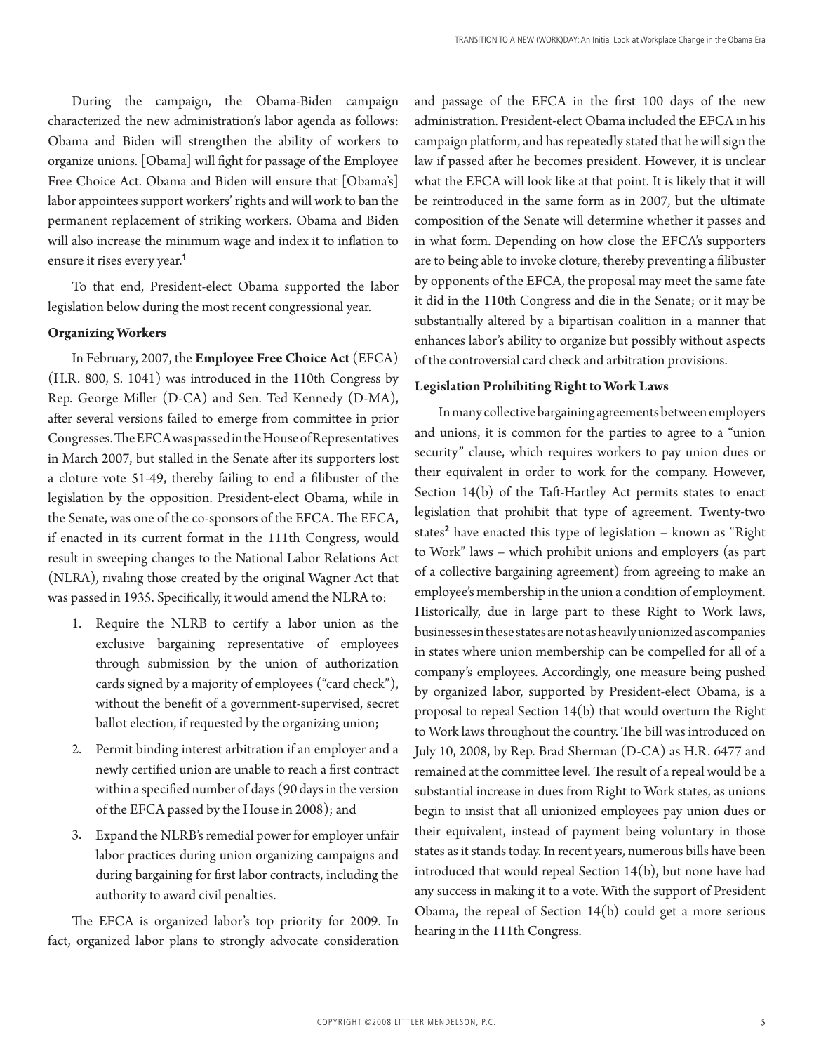During the campaign, the Obama-Biden campaign characterized the new administration's labor agenda as follows: Obama and Biden will strengthen the ability of workers to organize unions. [Obama] will fight for passage of the Employee Free Choice Act. Obama and Biden will ensure that [Obama's] labor appointees support workers' rights and will work to ban the permanent replacement of striking workers. Obama and Biden will also increase the minimum wage and index it to inflation to ensure it rises every year.[1]

To that end, President-elect Obama supported the labor legislation below during the most recent congressional year.

**Organizing Workers**

In February, 2007, the **Employee Free Choice Act** (EFCA) (H.R. 800, S. 1041) was introduced in the 110th Congress by Rep. George Miller (D-CA) and Sen. Ted Kennedy (D-MA), after several versions failed to emerge from committee in prior Congresses. The EFCA was passed in the House of Representatives in March 2007, but stalled in the Senate after its supporters lost a cloture vote 51-49, thereby failing to end a filibuster of the legislation by the opposition. President-elect Obama, while in the Senate, was one of the co-sponsors of the EFCA. The EFCA, if enacted in its current format in the 111th Congress, would result in sweeping changes to the National Labor Relations Act (NLRA), rivaling those created by the original Wagner Act that was passed in 1935. Specifically, it would amend the NLRA to:

1. Require the NLRB to certify a labor union as the exclusive bargaining representative of employees through submission by the union of authorization cards signed by a majority of employees ("card check"), without the benefit of a government-supervised, secret ballot election, if requested by the organizing union;
2. Permit binding interest arbitration if an employer and a newly certified union are unable to reach a first contract within a specified number of days (90 days in the version of the EFCA passed by the House in 2008); and
3. Expand the NLRB's remedial power for employer unfair labor practices during union organizing campaigns and during bargaining for first labor contracts, including the authority to award civil penalties.

The EFCA is organized labor's top priority for 2009. In fact, organized labor plans to strongly advocate consideration and passage of the EFCA in the first 100 days of the new administration. President-elect Obama included the EFCA in his campaign platform, and has repeatedly stated that he will sign the law if passed after he becomes president. However, it is unclear what the EFCA will look like at that point. It is likely that it will be reintroduced in the same form as in 2007, but the ultimate composition of the Senate will determine whether it passes and in what form. Depending on how close the EFCA's supporters are to being able to invoke cloture, thereby preventing a filibuster by opponents of the EFCA, the proposal may meet the same fate it did in the 110th Congress and die in the Senate; or it may be substantially altered by a bipartisan coalition in a manner that enhances labor's ability to organize but possibly without aspects of the controversial card check and arbitration provisions.

**Legislation Prohibiting Right to Work Laws**

In many collective bargaining agreements between employers and unions, it is common for the parties to agree to a "union security" clause, which requires workers to pay union dues or their equivalent in order to work for the company. However, Section 14(b) of the Taft-Hartley Act permits states to enact legislation that prohibit that type of agreement. Twenty-two states[2] have enacted this type of legislation – known as "Right to Work" laws – which prohibit unions and employers (as part of a collective bargaining agreement) from agreeing to make an employee's membership in the union a condition of employment. Historically, due in large part to these Right to Work laws, businesses in these states are not as heavily unionized as companies in states where union membership can be compelled for all of a company's employees. Accordingly, one measure being pushed by organized labor, supported by President-elect Obama, is a proposal to repeal Section 14(b) that would overturn the Right to Work laws throughout the country. The bill was introduced on July 10, 2008, by Rep. Brad Sherman (D-CA) as H.R. 6477 and remained at the committee level. The result of a repeal would be a substantial increase in dues from Right to Work states, as unions begin to insist that all unionized employees pay union dues or their equivalent, instead of payment being voluntary in those states as it stands today. In recent years, numerous bills have been introduced that would repeal Section 14(b), but none have had any success in making it to a vote. With the support of President Obama, the repeal of Section 14(b) could get a more serious hearing in the 111th Congress.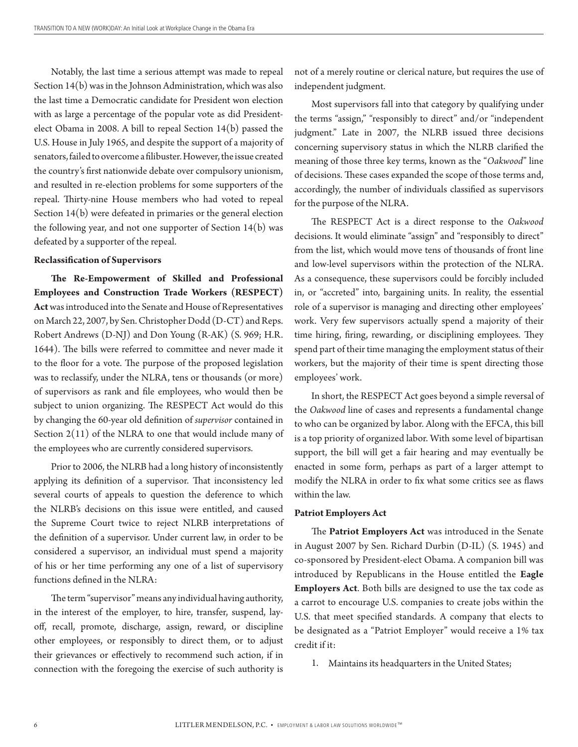Notably, the last time a serious attempt was made to repeal Section 14(b) was in the Johnson Administration, which was also the last time a Democratic candidate for President won election with as large a percentage of the popular vote as did President-elect Obama in 2008. A bill to repeal Section 14(b) passed the U.S. House in July 1965, and despite the support of a majority of senators, failed to overcome a filibuster. However, the issue created the country's first nationwide debate over compulsory unionism, and resulted in re-election problems for some supporters of the repeal. Thirty-nine House members who had voted to repeal Section 14(b) were defeated in primaries or the general election the following year, and not one supporter of Section 14(b) was defeated by a supporter of the repeal.

**Reclassification of Supervisors**

**The Re-Empowerment of Skilled and Professional Employees and Construction Trade Workers (RESPECT) Act** was introduced into the Senate and House of Representatives on March 22, 2007, by Sen. Christopher Dodd (D-CT) and Reps. Robert Andrews (D-NJ) and Don Young (R-AK) (S. 969; H.R. 1644). The bills were referred to committee and never made it to the floor for a vote. The purpose of the proposed legislation was to reclassify, under the NLRA, tens or thousands (or more) of supervisors as rank and file employees, who would then be subject to union organizing. The RESPECT Act would do this by changing the 60-year old definition of *supervisor* contained in Section 2(11) of the NLRA to one that would include many of the employees who are currently considered supervisors.

Prior to 2006, the NLRB had a long history of inconsistently applying its definition of a supervisor. That inconsistency led several courts of appeals to question the deference to which the NLRB's decisions on this issue were entitled, and caused the Supreme Court twice to reject NLRB interpretations of the definition of a supervisor. Under current law, in order to be considered a supervisor, an individual must spend a majority of his or her time performing any one of a list of supervisory functions defined in the NLRA:

The term "supervisor" means any individual having authority, in the interest of the employer, to hire, transfer, suspend, lay-off, recall, promote, discharge, assign, reward, or discipline other employees, or responsibly to direct them, or to adjust their grievances or effectively to recommend such action, if in connection with the foregoing the exercise of such authority is not of a merely routine or clerical nature, but requires the use of independent judgment.

Most supervisors fall into that category by qualifying under the terms "assign," "responsibly to direct" and/or "independent judgment." Late in 2007, the NLRB issued three decisions concerning supervisory status in which the NLRB clarified the meaning of those three key terms, known as the "*Oakwood*" line of decisions. These cases expanded the scope of those terms and, accordingly, the number of individuals classified as supervisors for the purpose of the NLRA.

The RESPECT Act is a direct response to the *Oakwood* decisions. It would eliminate "assign" and "responsibly to direct" from the list, which would move tens of thousands of front line and low-level supervisors within the protection of the NLRA. As a consequence, these supervisors could be forcibly included in, or "accreted" into, bargaining units. In reality, the essential role of a supervisor is managing and directing other employees' work. Very few supervisors actually spend a majority of their time hiring, firing, rewarding, or disciplining employees. They spend part of their time managing the employment status of their workers, but the majority of their time is spent directing those employees' work.

In short, the RESPECT Act goes beyond a simple reversal of the *Oakwood* line of cases and represents a fundamental change to who can be organized by labor. Along with the EFCA, this bill is a top priority of organized labor. With some level of bipartisan support, the bill will get a fair hearing and may eventually be enacted in some form, perhaps as part of a larger attempt to modify the NLRA in order to fix what some critics see as flaws within the law.

**Patriot Employers Act**

The **Patriot Employers Act** was introduced in the Senate in August 2007 by Sen. Richard Durbin (D-IL) (S. 1945) and co-sponsored by President-elect Obama. A companion bill was introduced by Republicans in the House entitled the **Eagle Employers Act**. Both bills are designed to use the tax code as a carrot to encourage U.S. companies to create jobs within the U.S. that meet specified standards. A company that elects to be designated as a "Patriot Employer" would receive a 1% tax credit if it:

1. Maintains its headquarters in the United States;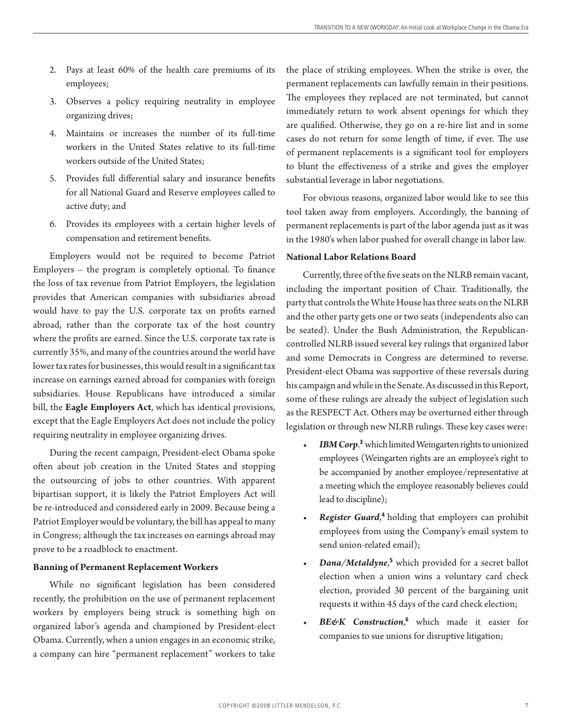2. Pays at least 60% of the health care premiums of its employees;
3. Observes a policy requiring neutrality in employee organizing drives;
4. Maintains or increases the number of its full-time workers in the United States relative to its full-time workers outside of the United States;
5. Provides full differential salary and insurance benefits for all National Guard and Reserve employees called to active duty; and
6. Provides its employees with a certain higher levels of compensation and retirement benefits.

Employers would not be required to become Patriot Employers – the program is completely optional. To finance the loss of tax revenue from Patriot Employers, the legislation provides that American companies with subsidiaries abroad would have to pay the U.S. corporate tax on profits earned abroad, rather than the corporate tax of the host country where the profits are earned. Since the U.S. corporate tax rate is currently 35%, and many of the countries around the world have lower tax rates for businesses, this would result in a significant tax increase on earnings earned abroad for companies with foreign subsidiaries. House Republicans have introduced a similar bill, the **Eagle Employers Act**, which has identical provisions, except that the Eagle Employers Act does not include the policy requiring neutrality in employee organizing drives.

During the recent campaign, President-elect Obama spoke often about job creation in the United States and stopping the outsourcing of jobs to other countries. With apparent bipartisan support, it is likely the Patriot Employers Act will be re-introduced and considered early in 2009. Because being a Patriot Employer would be voluntary, the bill has appeal to many in Congress; although the tax increases on earnings abroad may prove to be a roadblock to enactment.

**Banning of Permanent Replacement Workers**

While no significant legislation has been considered recently, the prohibition on the use of permanent replacement workers by employers being struck is something high on organized labor's agenda and championed by President-elect Obama. Currently, when a union engages in an economic strike, a company can hire "permanent replacement" workers to take the place of striking employees. When the strike is over, the permanent replacements can lawfully remain in their positions. The employees they replaced are not terminated, but cannot immediately return to work absent openings for which they are qualified. Otherwise, they go on a re-hire list and in some cases do not return for some length of time, if ever. The use of permanent replacements is a significant tool for employers to blunt the effectiveness of a strike and gives the employer substantial leverage in labor negotiations.

For obvious reasons, organized labor would like to see this tool taken away from employers. Accordingly, the banning of permanent replacements is part of the labor agenda just as it was in the 1980's when labor pushed for overall change in labor law.

**National Labor Relations Board**

Currently, three of the five seats on the NLRB remain vacant, including the important position of Chair. Traditionally, the party that controls the White House has three seats on the NLRB and the other party gets one or two seats (independents also can be seated). Under the Bush Administration, the Republican-controlled NLRB issued several key rulings that organized labor and some Democrats in Congress are determined to reverse. President-elect Obama was supportive of these reversals during his campaign and while in the Senate. As discussed in this Report, some of these rulings are already the subject of legislation such as the RESPECT Act. Others may be overturned either through legislation or through new NLRB rulings. These key cases were:

- ***IBM Corp.***[3] which limited Weingarten rights to unionized employees (Weingarten rights are an employee's right to be accompanied by another employee/representative at a meeting which the employee reasonably believes could lead to discipline);
- ***Register Guard***,[4] holding that employers can prohibit employees from using the Company's email system to send union-related email);
- ***Dana/Metaldyne***,[5] which provided for a secret ballot election when a union wins a voluntary card check election, provided 30 percent of the bargaining unit requests it within 45 days of the card check election;
- ***BE&K Construction***,[6] which made it easier for companies to sue unions for disruptive litigation;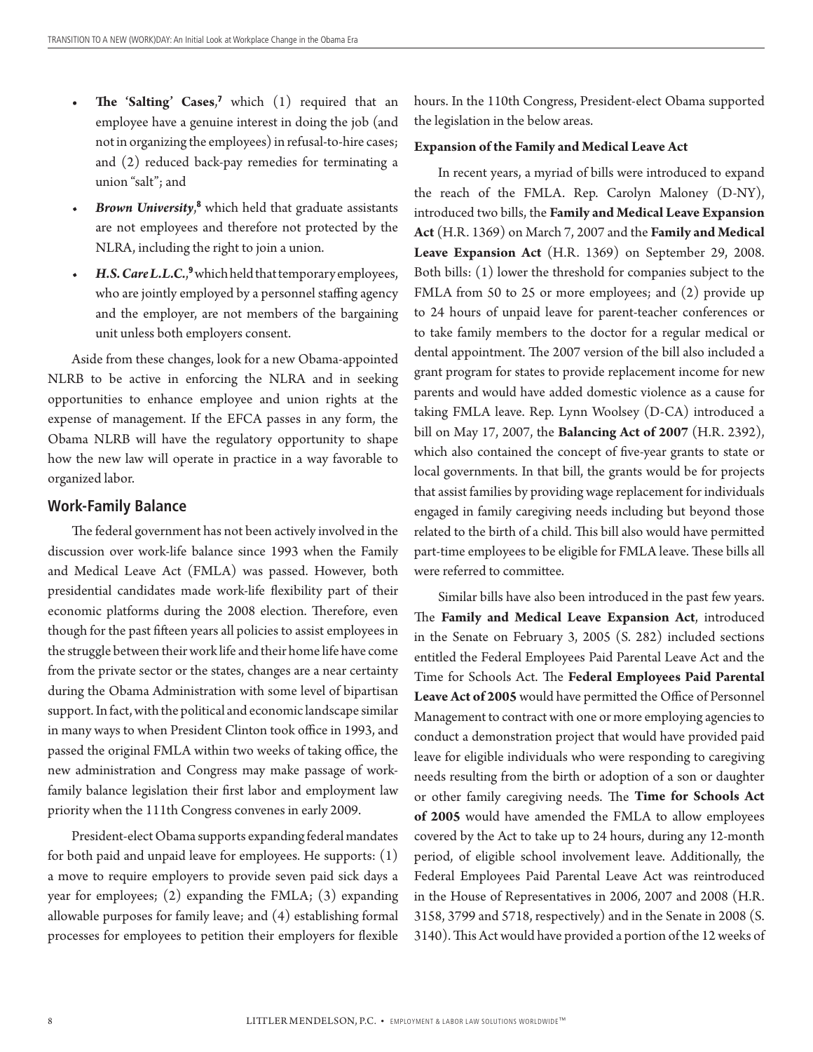- **The 'Salting' Cases**,[7] which (1) required that an employee have a genuine interest in doing the job (and not in organizing the employees) in refusal-to-hire cases; and (2) reduced back-pay remedies for terminating a union "salt"; and
- ***Brown University***,[8] which held that graduate assistants are not employees and therefore not protected by the NLRA, including the right to join a union.
- ***H.S. Care L.L.C.***,[9] which held that temporary employees, who are jointly employed by a personnel staffing agency and the employer, are not members of the bargaining unit unless both employers consent.

Aside from these changes, look for a new Obama-appointed NLRB to be active in enforcing the NLRA and in seeking opportunities to enhance employee and union rights at the expense of management. If the EFCA passes in any form, the Obama NLRB will have the regulatory opportunity to shape how the new law will operate in practice in a way favorable to organized labor.

## Work-Family Balance

The federal government has not been actively involved in the discussion over work-life balance since 1993 when the Family and Medical Leave Act (FMLA) was passed. However, both presidential candidates made work-life flexibility part of their economic platforms during the 2008 election. Therefore, even though for the past fifteen years all policies to assist employees in the struggle between their work life and their home life have come from the private sector or the states, changes are a near certainty during the Obama Administration with some level of bipartisan support. In fact, with the political and economic landscape similar in many ways to when President Clinton took office in 1993, and passed the original FMLA within two weeks of taking office, the new administration and Congress may make passage of work-family balance legislation their first labor and employment law priority when the 111th Congress convenes in early 2009.

President-elect Obama supports expanding federal mandates for both paid and unpaid leave for employees. He supports: (1) a move to require employers to provide seven paid sick days a year for employees; (2) expanding the FMLA; (3) expanding allowable purposes for family leave; and (4) establishing formal processes for employees to petition their employers for flexible hours. In the 110th Congress, President-elect Obama supported the legislation in the below areas.

**Expansion of the Family and Medical Leave Act**

In recent years, a myriad of bills were introduced to expand the reach of the FMLA. Rep. Carolyn Maloney (D-NY), introduced two bills, the **Family and Medical Leave Expansion Act** (H.R. 1369) on March 7, 2007 and the **Family and Medical Leave Expansion Act** (H.R. 1369) on September 29, 2008. Both bills: (1) lower the threshold for companies subject to the FMLA from 50 to 25 or more employees; and (2) provide up to 24 hours of unpaid leave for parent-teacher conferences or to take family members to the doctor for a regular medical or dental appointment. The 2007 version of the bill also included a grant program for states to provide replacement income for new parents and would have added domestic violence as a cause for taking FMLA leave. Rep. Lynn Woolsey (D-CA) introduced a bill on May 17, 2007, the **Balancing Act of 2007** (H.R. 2392), which also contained the concept of five-year grants to state or local governments. In that bill, the grants would be for projects that assist families by providing wage replacement for individuals engaged in family caregiving needs including but beyond those related to the birth of a child. This bill also would have permitted part-time employees to be eligible for FMLA leave. These bills all were referred to committee.

Similar bills have also been introduced in the past few years. The **Family and Medical Leave Expansion Act**, introduced in the Senate on February 3, 2005 (S. 282) included sections entitled the Federal Employees Paid Parental Leave Act and the Time for Schools Act. The **Federal Employees Paid Parental Leave Act of 2005** would have permitted the Office of Personnel Management to contract with one or more employing agencies to conduct a demonstration project that would have provided paid leave for eligible individuals who were responding to caregiving needs resulting from the birth or adoption of a son or daughter or other family caregiving needs. The **Time for Schools Act of 2005** would have amended the FMLA to allow employees covered by the Act to take up to 24 hours, during any 12-month period, of eligible school involvement leave. Additionally, the Federal Employees Paid Parental Leave Act was reintroduced in the House of Representatives in 2006, 2007 and 2008 (H.R. 3158, 3799 and 5718, respectively) and in the Senate in 2008 (S. 3140). This Act would have provided a portion of the 12 weeks of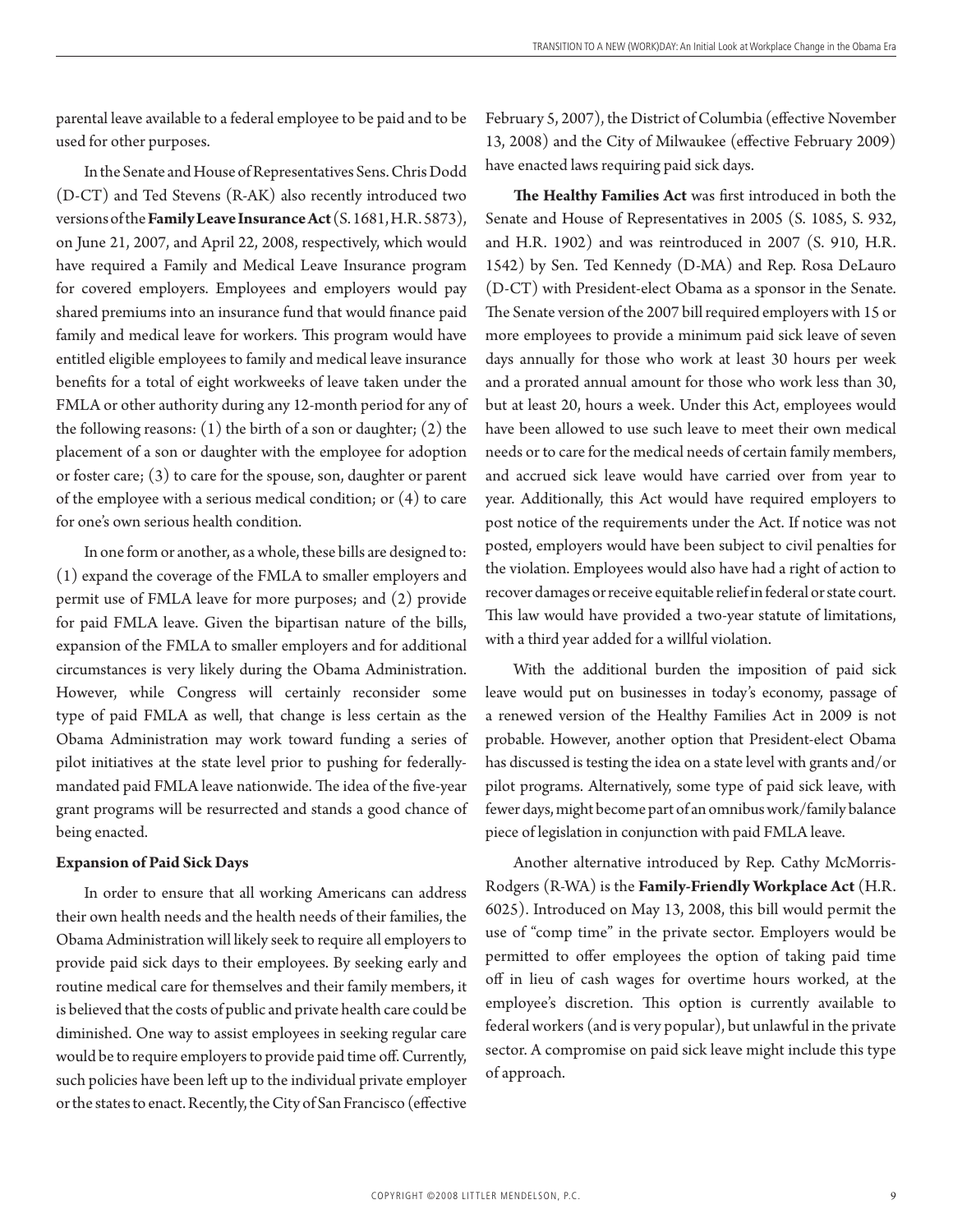parental leave available to a federal employee to be paid and to be used for other purposes.

In the Senate and House of Representatives Sens. Chris Dodd (D-CT) and Ted Stevens (R-AK) also recently introduced two versions of the **Family Leave Insurance Act** (S. 1681, H.R. 5873), on June 21, 2007, and April 22, 2008, respectively, which would have required a Family and Medical Leave Insurance program for covered employers. Employees and employers would pay shared premiums into an insurance fund that would finance paid family and medical leave for workers. This program would have entitled eligible employees to family and medical leave insurance benefits for a total of eight workweeks of leave taken under the FMLA or other authority during any 12-month period for any of the following reasons: (1) the birth of a son or daughter; (2) the placement of a son or daughter with the employee for adoption or foster care; (3) to care for the spouse, son, daughter or parent of the employee with a serious medical condition; or (4) to care for one's own serious health condition.

In one form or another, as a whole, these bills are designed to: (1) expand the coverage of the FMLA to smaller employers and permit use of FMLA leave for more purposes; and (2) provide for paid FMLA leave. Given the bipartisan nature of the bills, expansion of the FMLA to smaller employers and for additional circumstances is very likely during the Obama Administration. However, while Congress will certainly reconsider some type of paid FMLA as well, that change is less certain as the Obama Administration may work toward funding a series of pilot initiatives at the state level prior to pushing for federally-mandated paid FMLA leave nationwide. The idea of the five-year grant programs will be resurrected and stands a good chance of being enacted.

**Expansion of Paid Sick Days**

In order to ensure that all working Americans can address their own health needs and the health needs of their families, the Obama Administration will likely seek to require all employers to provide paid sick days to their employees. By seeking early and routine medical care for themselves and their family members, it is believed that the costs of public and private health care could be diminished. One way to assist employees in seeking regular care would be to require employers to provide paid time off. Currently, such policies have been left up to the individual private employer or the states to enact. Recently, the City of San Francisco (effective February 5, 2007), the District of Columbia (effective November 13, 2008) and the City of Milwaukee (effective February 2009) have enacted laws requiring paid sick days.

**The Healthy Families Act** was first introduced in both the Senate and House of Representatives in 2005 (S. 1085, S. 932, and H.R. 1902) and was reintroduced in 2007 (S. 910, H.R. 1542) by Sen. Ted Kennedy (D-MA) and Rep. Rosa DeLauro (D-CT) with President-elect Obama as a sponsor in the Senate. The Senate version of the 2007 bill required employers with 15 or more employees to provide a minimum paid sick leave of seven days annually for those who work at least 30 hours per week and a prorated annual amount for those who work less than 30, but at least 20, hours a week. Under this Act, employees would have been allowed to use such leave to meet their own medical needs or to care for the medical needs of certain family members, and accrued sick leave would have carried over from year to year. Additionally, this Act would have required employers to post notice of the requirements under the Act. If notice was not posted, employers would have been subject to civil penalties for the violation. Employees would also have had a right of action to recover damages or receive equitable relief in federal or state court. This law would have provided a two-year statute of limitations, with a third year added for a willful violation.

With the additional burden the imposition of paid sick leave would put on businesses in today's economy, passage of a renewed version of the Healthy Families Act in 2009 is not probable. However, another option that President-elect Obama has discussed is testing the idea on a state level with grants and/or pilot programs. Alternatively, some type of paid sick leave, with fewer days, might become part of an omnibus work/family balance piece of legislation in conjunction with paid FMLA leave.

Another alternative introduced by Rep. Cathy McMorris-Rodgers (R-WA) is the **Family-Friendly Workplace Act** (H.R. 6025). Introduced on May 13, 2008, this bill would permit the use of "comp time" in the private sector. Employers would be permitted to offer employees the option of taking paid time off in lieu of cash wages for overtime hours worked, at the employee's discretion. This option is currently available to federal workers (and is very popular), but unlawful in the private sector. A compromise on paid sick leave might include this type of approach.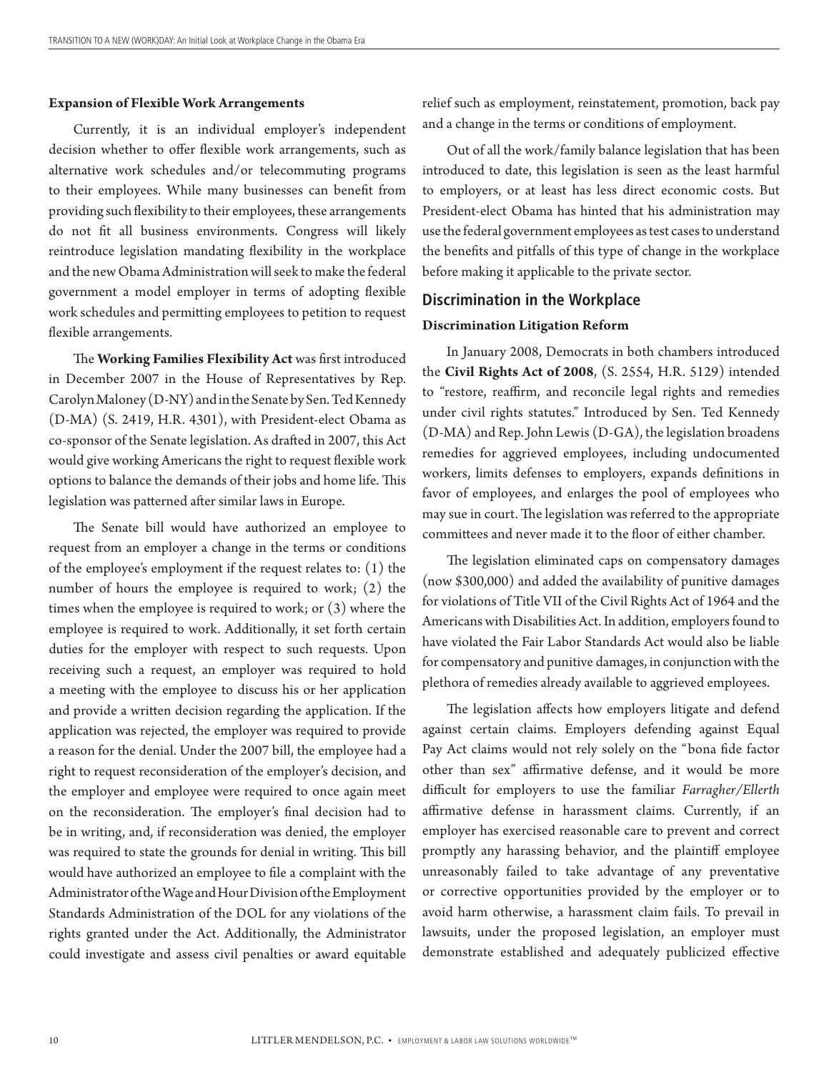### Expansion of Flexible Work Arrangements

Currently, it is an individual employer's independent decision whether to offer flexible work arrangements, such as alternative work schedules and/or telecommuting programs to their employees. While many businesses can benefit from providing such flexibility to their employees, these arrangements do not fit all business environments. Congress will likely reintroduce legislation mandating flexibility in the workplace and the new Obama Administration will seek to make the federal government a model employer in terms of adopting flexible work schedules and permitting employees to petition to request flexible arrangements.

The **Working Families Flexibility Act** was first introduced in December 2007 in the House of Representatives by Rep. Carolyn Maloney (D-NY) and in the Senate by Sen. Ted Kennedy (D-MA) (S. 2419, H.R. 4301), with President-elect Obama as co-sponsor of the Senate legislation. As drafted in 2007, this Act would give working Americans the right to request flexible work options to balance the demands of their jobs and home life. This legislation was patterned after similar laws in Europe.

The Senate bill would have authorized an employee to request from an employer a change in the terms or conditions of the employee's employment if the request relates to: (1) the number of hours the employee is required to work; (2) the times when the employee is required to work; or (3) where the employee is required to work. Additionally, it set forth certain duties for the employer with respect to such requests. Upon receiving such a request, an employer was required to hold a meeting with the employee to discuss his or her application and provide a written decision regarding the application. If the application was rejected, the employer was required to provide a reason for the denial. Under the 2007 bill, the employee had a right to request reconsideration of the employer's decision, and the employer and employee were required to once again meet on the reconsideration. The employer's final decision had to be in writing, and, if reconsideration was denied, the employer was required to state the grounds for denial in writing. This bill would have authorized an employee to file a complaint with the Administrator of the Wage and Hour Division of the Employment Standards Administration of the DOL for any violations of the rights granted under the Act. Additionally, the Administrator could investigate and assess civil penalties or award equitable relief such as employment, reinstatement, promotion, back pay and a change in the terms or conditions of employment.

Out of all the work/family balance legislation that has been introduced to date, this legislation is seen as the least harmful to employers, or at least has less direct economic costs. But President-elect Obama has hinted that his administration may use the federal government employees as test cases to understand the benefits and pitfalls of this type of change in the workplace before making it applicable to the private sector.

## Discrimination in the Workplace

### Discrimination Litigation Reform

In January 2008, Democrats in both chambers introduced the **Civil Rights Act of 2008**, (S. 2554, H.R. 5129) intended to "restore, reaffirm, and reconcile legal rights and remedies under civil rights statutes." Introduced by Sen. Ted Kennedy (D-MA) and Rep. John Lewis (D-GA), the legislation broadens remedies for aggrieved employees, including undocumented workers, limits defenses to employers, expands definitions in favor of employees, and enlarges the pool of employees who may sue in court. The legislation was referred to the appropriate committees and never made it to the floor of either chamber.

The legislation eliminated caps on compensatory damages (now $300,000) and added the availability of punitive damages for violations of Title VII of the Civil Rights Act of 1964 and the Americans with Disabilities Act. In addition, employers found to have violated the Fair Labor Standards Act would also be liable for compensatory and punitive damages, in conjunction with the plethora of remedies already available to aggrieved employees.

The legislation affects how employers litigate and defend against certain claims. Employers defending against Equal Pay Act claims would not rely solely on the "bona fide factor other than sex" affirmative defense, and it would be more difficult for employers to use the familiar *Farragher/Ellerth* affirmative defense in harassment claims. Currently, if an employer has exercised reasonable care to prevent and correct promptly any harassing behavior, and the plaintiff employee unreasonably failed to take advantage of any preventative or corrective opportunities provided by the employer or to avoid harm otherwise, a harassment claim fails. To prevail in lawsuits, under the proposed legislation, an employer must demonstrate established and adequately publicized effective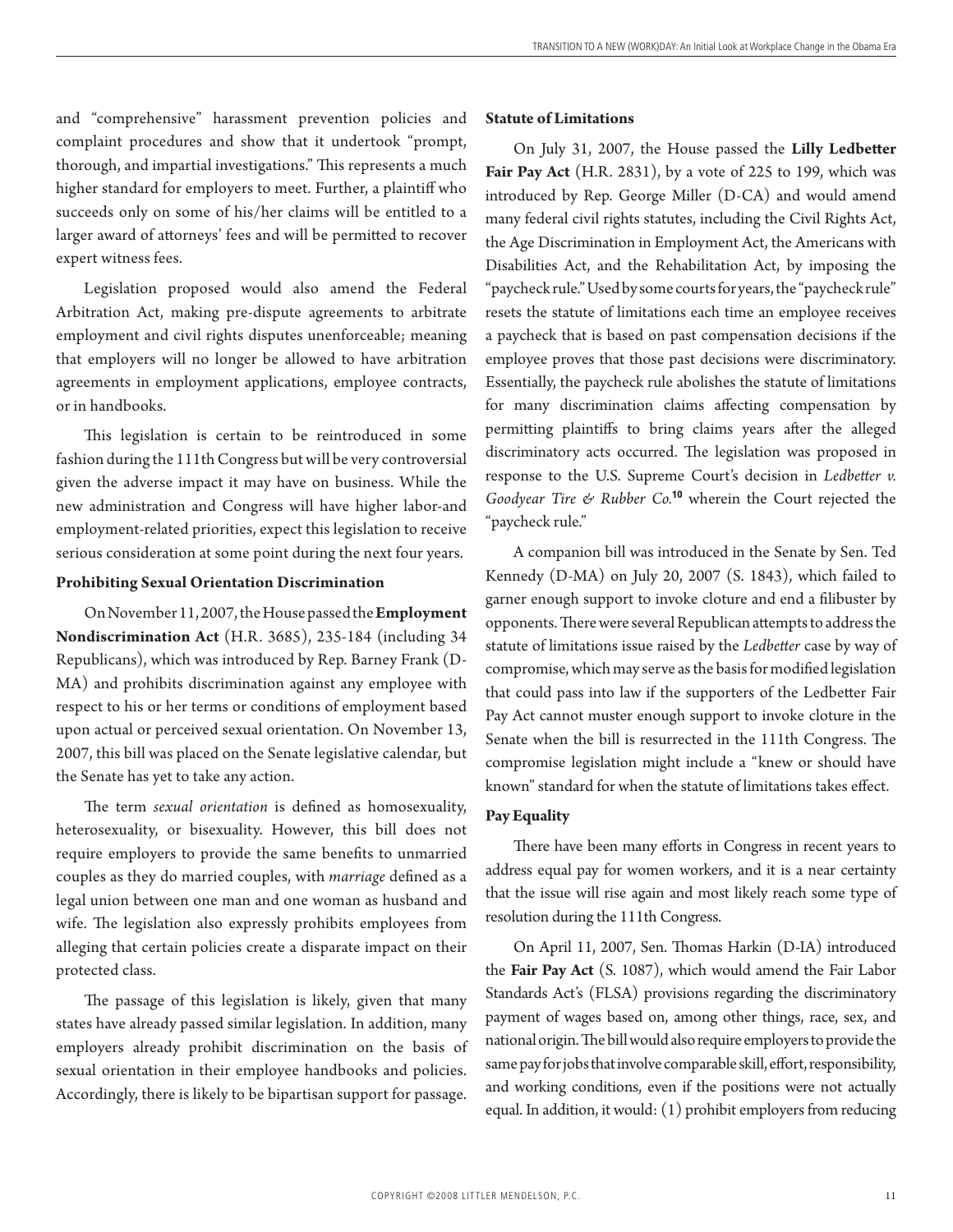and "comprehensive" harassment prevention policies and complaint procedures and show that it undertook "prompt, thorough, and impartial investigations." This represents a much higher standard for employers to meet. Further, a plaintiff who succeeds only on some of his/her claims will be entitled to a larger award of attorneys' fees and will be permitted to recover expert witness fees.

Legislation proposed would also amend the Federal Arbitration Act, making pre-dispute agreements to arbitrate employment and civil rights disputes unenforceable; meaning that employers will no longer be allowed to have arbitration agreements in employment applications, employee contracts, or in handbooks.

This legislation is certain to be reintroduced in some fashion during the 111th Congress but will be very controversial given the adverse impact it may have on business. While the new administration and Congress will have higher labor-and employment-related priorities, expect this legislation to receive serious consideration at some point during the next four years.

**Prohibiting Sexual Orientation Discrimination**

On November 11, 2007, the House passed the **Employment Nondiscrimination Act** (H.R. 3685), 235-184 (including 34 Republicans), which was introduced by Rep. Barney Frank (D-MA) and prohibits discrimination against any employee with respect to his or her terms or conditions of employment based upon actual or perceived sexual orientation. On November 13, 2007, this bill was placed on the Senate legislative calendar, but the Senate has yet to take any action.

The term *sexual orientation* is defined as homosexuality, heterosexuality, or bisexuality. However, this bill does not require employers to provide the same benefits to unmarried couples as they do married couples, with *marriage* defined as a legal union between one man and one woman as husband and wife. The legislation also expressly prohibits employees from alleging that certain policies create a disparate impact on their protected class.

The passage of this legislation is likely, given that many states have already passed similar legislation. In addition, many employers already prohibit discrimination on the basis of sexual orientation in their employee handbooks and policies. Accordingly, there is likely to be bipartisan support for passage.

**Statute of Limitations**

On July 31, 2007, the House passed the **Lilly Ledbetter Fair Pay Act** (H.R. 2831), by a vote of 225 to 199, which was introduced by Rep. George Miller (D-CA) and would amend many federal civil rights statutes, including the Civil Rights Act, the Age Discrimination in Employment Act, the Americans with Disabilities Act, and the Rehabilitation Act, by imposing the "paycheck rule." Used by some courts for years, the "paycheck rule" resets the statute of limitations each time an employee receives a paycheck that is based on past compensation decisions if the employee proves that those past decisions were discriminatory. Essentially, the paycheck rule abolishes the statute of limitations for many discrimination claims affecting compensation by permitting plaintiffs to bring claims years after the alleged discriminatory acts occurred. The legislation was proposed in response to the U.S. Supreme Court's decision in *Ledbetter v. Goodyear Tire & Rubber Co.*[10] wherein the Court rejected the "paycheck rule."

A companion bill was introduced in the Senate by Sen. Ted Kennedy (D-MA) on July 20, 2007 (S. 1843), which failed to garner enough support to invoke cloture and end a filibuster by opponents. There were several Republican attempts to address the statute of limitations issue raised by the *Ledbetter* case by way of compromise, which may serve as the basis for modified legislation that could pass into law if the supporters of the Ledbetter Fair Pay Act cannot muster enough support to invoke cloture in the Senate when the bill is resurrected in the 111th Congress. The compromise legislation might include a "knew or should have known" standard for when the statute of limitations takes effect.

**Pay Equality**

There have been many efforts in Congress in recent years to address equal pay for women workers, and it is a near certainty that the issue will rise again and most likely reach some type of resolution during the 111th Congress.

On April 11, 2007, Sen. Thomas Harkin (D-IA) introduced the **Fair Pay Act** (S. 1087), which would amend the Fair Labor Standards Act's (FLSA) provisions regarding the discriminatory payment of wages based on, among other things, race, sex, and national origin. The bill would also require employers to provide the same pay for jobs that involve comparable skill, effort, responsibility, and working conditions, even if the positions were not actually equal. In addition, it would: (1) prohibit employers from reducing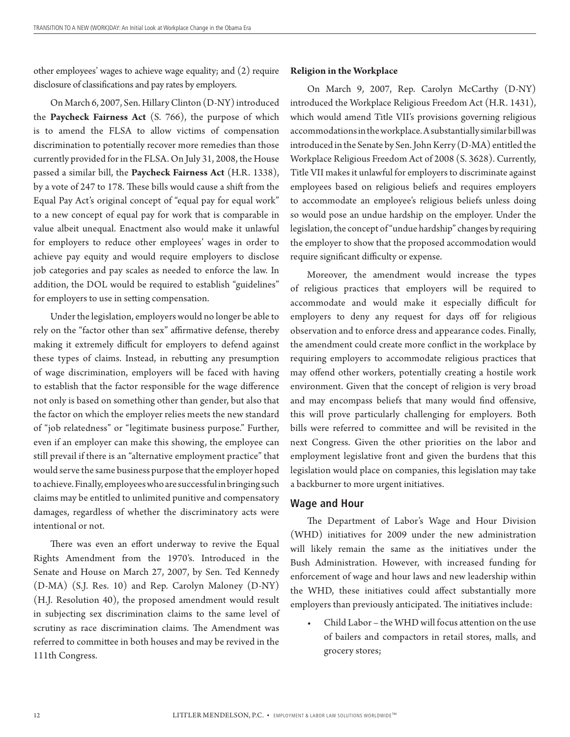other employees' wages to achieve wage equality; and (2) require disclosure of classifications and pay rates by employers.

On March 6, 2007, Sen. Hillary Clinton (D-NY) introduced the **Paycheck Fairness Act** (S. 766), the purpose of which is to amend the FLSA to allow victims of compensation discrimination to potentially recover more remedies than those currently provided for in the FLSA. On July 31, 2008, the House passed a similar bill, the **Paycheck Fairness Act** (H.R. 1338), by a vote of 247 to 178. These bills would cause a shift from the Equal Pay Act's original concept of "equal pay for equal work" to a new concept of equal pay for work that is comparable in value albeit unequal. Enactment also would make it unlawful for employers to reduce other employees' wages in order to achieve pay equity and would require employers to disclose job categories and pay scales as needed to enforce the law. In addition, the DOL would be required to establish "guidelines" for employers to use in setting compensation.

Under the legislation, employers would no longer be able to rely on the "factor other than sex" affirmative defense, thereby making it extremely difficult for employers to defend against these types of claims. Instead, in rebutting any presumption of wage discrimination, employers will be faced with having to establish that the factor responsible for the wage difference not only is based on something other than gender, but also that the factor on which the employer relies meets the new standard of "job relatedness" or "legitimate business purpose." Further, even if an employer can make this showing, the employee can still prevail if there is an "alternative employment practice" that would serve the same business purpose that the employer hoped to achieve. Finally, employees who are successful in bringing such claims may be entitled to unlimited punitive and compensatory damages, regardless of whether the discriminatory acts were intentional or not.

There was even an effort underway to revive the Equal Rights Amendment from the 1970's. Introduced in the Senate and House on March 27, 2007, by Sen. Ted Kennedy (D-MA) (S.J. Res. 10) and Rep. Carolyn Maloney (D-NY) (H.J. Resolution 40), the proposed amendment would result in subjecting sex discrimination claims to the same level of scrutiny as race discrimination claims. The Amendment was referred to committee in both houses and may be revived in the 111th Congress.

**Religion in the Workplace**

On March 9, 2007, Rep. Carolyn McCarthy (D-NY) introduced the Workplace Religious Freedom Act (H.R. 1431), which would amend Title VII's provisions governing religious accommodations in the workplace. A substantially similar bill was introduced in the Senate by Sen. John Kerry (D-MA) entitled the Workplace Religious Freedom Act of 2008 (S. 3628). Currently, Title VII makes it unlawful for employers to discriminate against employees based on religious beliefs and requires employers to accommodate an employee's religious beliefs unless doing so would pose an undue hardship on the employer. Under the legislation, the concept of "undue hardship" changes by requiring the employer to show that the proposed accommodation would require significant difficulty or expense.

Moreover, the amendment would increase the types of religious practices that employers will be required to accommodate and would make it especially difficult for employers to deny any request for days off for religious observation and to enforce dress and appearance codes. Finally, the amendment could create more conflict in the workplace by requiring employers to accommodate religious practices that may offend other workers, potentially creating a hostile work environment. Given that the concept of religion is very broad and may encompass beliefs that many would find offensive, this will prove particularly challenging for employers. Both bills were referred to committee and will be revisited in the next Congress. Given the other priorities on the labor and employment legislative front and given the burdens that this legislation would place on companies, this legislation may take a backburner to more urgent initiatives.

## Wage and Hour

The Department of Labor's Wage and Hour Division (WHD) initiatives for 2009 under the new administration will likely remain the same as the initiatives under the Bush Administration. However, with increased funding for enforcement of wage and hour laws and new leadership within the WHD, these initiatives could affect substantially more employers than previously anticipated. The initiatives include:

- Child Labor – the WHD will focus attention on the use of bailers and compactors in retail stores, malls, and grocery stores;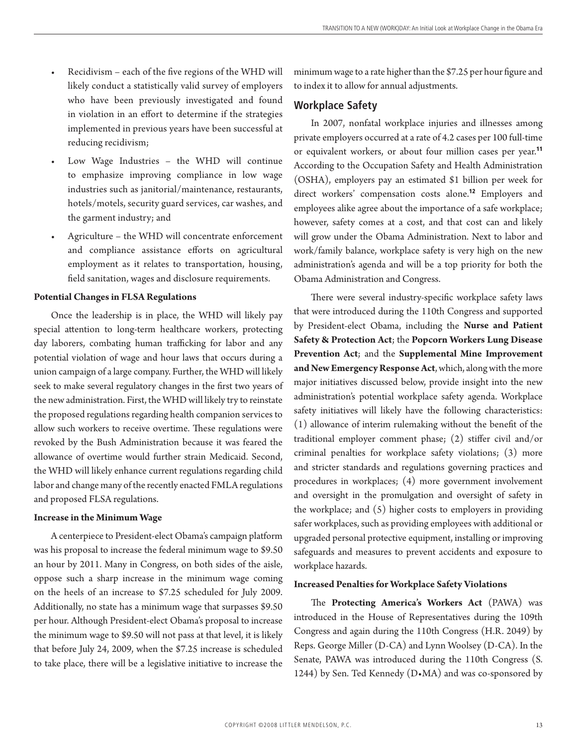- Recidivism – each of the five regions of the WHD will likely conduct a statistically valid survey of employers who have been previously investigated and found in violation in an effort to determine if the strategies implemented in previous years have been successful at reducing recidivism;
- Low Wage Industries – the WHD will continue to emphasize improving compliance in low wage industries such as janitorial/maintenance, restaurants, hotels/motels, security guard services, car washes, and the garment industry; and
- Agriculture – the WHD will concentrate enforcement and compliance assistance efforts on agricultural employment as it relates to transportation, housing, field sanitation, wages and disclosure requirements.

#### Potential Changes in FLSA Regulations

Once the leadership is in place, the WHD will likely pay special attention to long-term healthcare workers, protecting day laborers, combating human trafficking for labor and any potential violation of wage and hour laws that occurs during a union campaign of a large company. Further, the WHD will likely seek to make several regulatory changes in the first two years of the new administration. First, the WHD will likely try to reinstate the proposed regulations regarding health companion services to allow such workers to receive overtime. These regulations were revoked by the Bush Administration because it was feared the allowance of overtime would further strain Medicaid. Second, the WHD will likely enhance current regulations regarding child labor and change many of the recently enacted FMLA regulations and proposed FLSA regulations.

#### Increase in the Minimum Wage

A centerpiece to President-elect Obama's campaign platform was his proposal to increase the federal minimum wage to $9.50 an hour by 2011. Many in Congress, on both sides of the aisle, oppose such a sharp increase in the minimum wage coming on the heels of an increase to $7.25 scheduled for July 2009. Additionally, no state has a minimum wage that surpasses $9.50 per hour. Although President-elect Obama's proposal to increase the minimum wage to $9.50 will not pass at that level, it is likely that before July 24, 2009, when the $7.25 increase is scheduled to take place, there will be a legislative initiative to increase the minimum wage to a rate higher than the $7.25 per hour figure and to index it to allow for annual adjustments.

### Workplace Safety

In 2007, nonfatal workplace injuries and illnesses among private employers occurred at a rate of 4.2 cases per 100 full-time or equivalent workers, or about four million cases per year.[11] According to the Occupation Safety and Health Administration (OSHA), employers pay an estimated $1 billion per week for direct workers' compensation costs alone.[12] Employers and employees alike agree about the importance of a safe workplace; however, safety comes at a cost, and that cost can and likely will grow under the Obama Administration. Next to labor and work/family balance, workplace safety is very high on the new administration's agenda and will be a top priority for both the Obama Administration and Congress.

There were several industry-specific workplace safety laws that were introduced during the 110th Congress and supported by President-elect Obama, including the **Nurse and Patient Safety & Protection Act**; the **Popcorn Workers Lung Disease Prevention Act**; and the **Supplemental Mine Improvement and New Emergency Response Act**, which, along with the more major initiatives discussed below, provide insight into the new administration's potential workplace safety agenda. Workplace safety initiatives will likely have the following characteristics: (1) allowance of interim rulemaking without the benefit of the traditional employer comment phase; (2) stiffer civil and/or criminal penalties for workplace safety violations; (3) more and stricter standards and regulations governing practices and procedures in workplaces; (4) more government involvement and oversight in the promulgation and oversight of safety in the workplace; and (5) higher costs to employers in providing safer workplaces, such as providing employees with additional or upgraded personal protective equipment, installing or improving safeguards and measures to prevent accidents and exposure to workplace hazards.

#### Increased Penalties for Workplace Safety Violations

The **Protecting America's Workers Act** (PAWA) was introduced in the House of Representatives during the 109th Congress and again during the 110th Congress (H.R. 2049) by Reps. George Miller (D-CA) and Lynn Woolsey (D-CA). In the Senate, PAWA was introduced during the 110th Congress (S. 1244) by Sen. Ted Kennedy (D•MA) and was co-sponsored by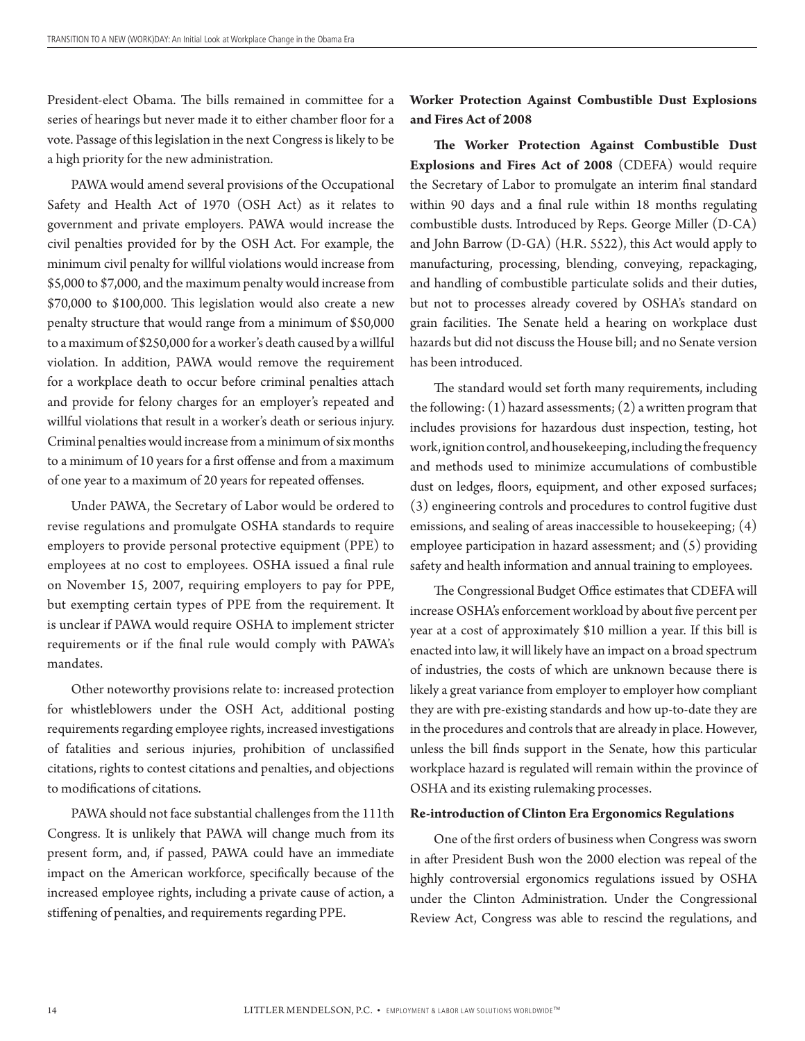President-elect Obama. The bills remained in committee for a series of hearings but never made it to either chamber floor for a vote. Passage of this legislation in the next Congress is likely to be a high priority for the new administration.

PAWA would amend several provisions of the Occupational Safety and Health Act of 1970 (OSH Act) as it relates to government and private employers. PAWA would increase the civil penalties provided for by the OSH Act. For example, the minimum civil penalty for willful violations would increase from $5,000 to $7,000, and the maximum penalty would increase from $70,000 to $100,000. This legislation would also create a new penalty structure that would range from a minimum of $50,000 to a maximum of $250,000 for a worker's death caused by a willful violation. In addition, PAWA would remove the requirement for a workplace death to occur before criminal penalties attach and provide for felony charges for an employer's repeated and willful violations that result in a worker's death or serious injury. Criminal penalties would increase from a minimum of six months to a minimum of 10 years for a first offense and from a maximum of one year to a maximum of 20 years for repeated offenses.

Under PAWA, the Secretary of Labor would be ordered to revise regulations and promulgate OSHA standards to require employers to provide personal protective equipment (PPE) to employees at no cost to employees. OSHA issued a final rule on November 15, 2007, requiring employers to pay for PPE, but exempting certain types of PPE from the requirement. It is unclear if PAWA would require OSHA to implement stricter requirements or if the final rule would comply with PAWA's mandates.

Other noteworthy provisions relate to: increased protection for whistleblowers under the OSH Act, additional posting requirements regarding employee rights, increased investigations of fatalities and serious injuries, prohibition of unclassified citations, rights to contest citations and penalties, and objections to modifications of citations.

PAWA should not face substantial challenges from the 111th Congress. It is unlikely that PAWA will change much from its present form, and, if passed, PAWA could have an immediate impact on the American workforce, specifically because of the increased employee rights, including a private cause of action, a stiffening of penalties, and requirements regarding PPE.

**Worker Protection Against Combustible Dust Explosions and Fires Act of 2008**

**The Worker Protection Against Combustible Dust Explosions and Fires Act of 2008** (CDEFA) would require the Secretary of Labor to promulgate an interim final standard within 90 days and a final rule within 18 months regulating combustible dusts. Introduced by Reps. George Miller (D-CA) and John Barrow (D-GA) (H.R. 5522), this Act would apply to manufacturing, processing, blending, conveying, repackaging, and handling of combustible particulate solids and their duties, but not to processes already covered by OSHA's standard on grain facilities. The Senate held a hearing on workplace dust hazards but did not discuss the House bill; and no Senate version has been introduced.

The standard would set forth many requirements, including the following: (1) hazard assessments; (2) a written program that includes provisions for hazardous dust inspection, testing, hot work, ignition control, and housekeeping, including the frequency and methods used to minimize accumulations of combustible dust on ledges, floors, equipment, and other exposed surfaces; (3) engineering controls and procedures to control fugitive dust emissions, and sealing of areas inaccessible to housekeeping; (4) employee participation in hazard assessment; and (5) providing safety and health information and annual training to employees.

The Congressional Budget Office estimates that CDEFA will increase OSHA's enforcement workload by about five percent per year at a cost of approximately $10 million a year. If this bill is enacted into law, it will likely have an impact on a broad spectrum of industries, the costs of which are unknown because there is likely a great variance from employer to employer how compliant they are with pre-existing standards and how up-to-date they are in the procedures and controls that are already in place. However, unless the bill finds support in the Senate, how this particular workplace hazard is regulated will remain within the province of OSHA and its existing rulemaking processes.

**Re-introduction of Clinton Era Ergonomics Regulations**

One of the first orders of business when Congress was sworn in after President Bush won the 2000 election was repeal of the highly controversial ergonomics regulations issued by OSHA under the Clinton Administration. Under the Congressional Review Act, Congress was able to rescind the regulations, and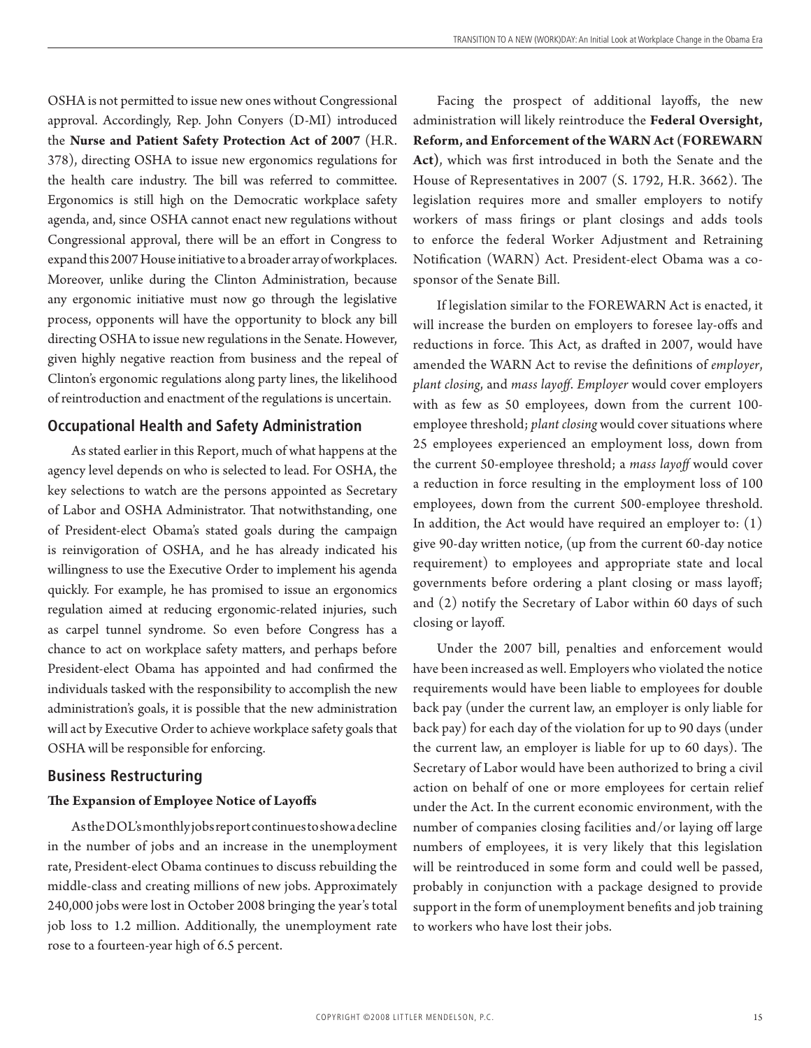OSHA is not permitted to issue new ones without Congressional approval. Accordingly, Rep. John Conyers (D-MI) introduced the **Nurse and Patient Safety Protection Act of 2007** (H.R. 378), directing OSHA to issue new ergonomics regulations for the health care industry. The bill was referred to committee. Ergonomics is still high on the Democratic workplace safety agenda, and, since OSHA cannot enact new regulations without Congressional approval, there will be an effort in Congress to expand this 2007 House initiative to a broader array of workplaces. Moreover, unlike during the Clinton Administration, because any ergonomic initiative must now go through the legislative process, opponents will have the opportunity to block any bill directing OSHA to issue new regulations in the Senate. However, given highly negative reaction from business and the repeal of Clinton's ergonomic regulations along party lines, the likelihood of reintroduction and enactment of the regulations is uncertain.

## Occupational Health and Safety Administration

As stated earlier in this Report, much of what happens at the agency level depends on who is selected to lead. For OSHA, the key selections to watch are the persons appointed as Secretary of Labor and OSHA Administrator. That notwithstanding, one of President-elect Obama's stated goals during the campaign is reinvigoration of OSHA, and he has already indicated his willingness to use the Executive Order to implement his agenda quickly. For example, he has promised to issue an ergonomics regulation aimed at reducing ergonomic-related injuries, such as carpel tunnel syndrome. So even before Congress has a chance to act on workplace safety matters, and perhaps before President-elect Obama has appointed and had confirmed the individuals tasked with the responsibility to accomplish the new administration's goals, it is possible that the new administration will act by Executive Order to achieve workplace safety goals that OSHA will be responsible for enforcing.

## Business Restructuring

### The Expansion of Employee Notice of Layoffs

As the DOL's monthly jobs report continues to show a decline in the number of jobs and an increase in the unemployment rate, President-elect Obama continues to discuss rebuilding the middle-class and creating millions of new jobs. Approximately 240,000 jobs were lost in October 2008 bringing the year's total job loss to 1.2 million. Additionally, the unemployment rate rose to a fourteen-year high of 6.5 percent.

Facing the prospect of additional layoffs, the new administration will likely reintroduce the **Federal Oversight, Reform, and Enforcement of the WARN Act (FOREWARN Act)**, which was first introduced in both the Senate and the House of Representatives in 2007 (S. 1792, H.R. 3662). The legislation requires more and smaller employers to notify workers of mass firings or plant closings and adds tools to enforce the federal Worker Adjustment and Retraining Notification (WARN) Act. President-elect Obama was a co-sponsor of the Senate Bill.

If legislation similar to the FOREWARN Act is enacted, it will increase the burden on employers to foresee lay-offs and reductions in force. This Act, as drafted in 2007, would have amended the WARN Act to revise the definitions of *employer*, *plant closing*, and *mass layoff*. *Employer* would cover employers with as few as 50 employees, down from the current 100-employee threshold; *plant closing* would cover situations where 25 employees experienced an employment loss, down from the current 50-employee threshold; a *mass layoff* would cover a reduction in force resulting in the employment loss of 100 employees, down from the current 500-employee threshold. In addition, the Act would have required an employer to: (1) give 90-day written notice, (up from the current 60-day notice requirement) to employees and appropriate state and local governments before ordering a plant closing or mass layoff; and (2) notify the Secretary of Labor within 60 days of such closing or layoff.

Under the 2007 bill, penalties and enforcement would have been increased as well. Employers who violated the notice requirements would have been liable to employees for double back pay (under the current law, an employer is only liable for back pay) for each day of the violation for up to 90 days (under the current law, an employer is liable for up to 60 days). The Secretary of Labor would have been authorized to bring a civil action on behalf of one or more employees for certain relief under the Act. In the current economic environment, with the number of companies closing facilities and/or laying off large numbers of employees, it is very likely that this legislation will be reintroduced in some form and could well be passed, probably in conjunction with a package designed to provide support in the form of unemployment benefits and job training to workers who have lost their jobs.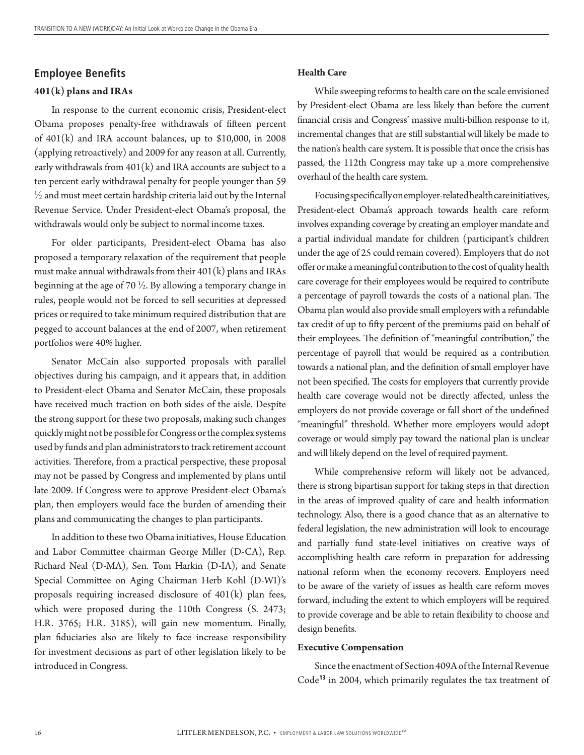## Employee Benefits

### 401(k) plans and IRAs

In response to the current economic crisis, President-elect Obama proposes penalty-free withdrawals of fifteen percent of 401(k) and IRA account balances, up to $10,000, in 2008 (applying retroactively) and 2009 for any reason at all. Currently, early withdrawals from 401(k) and IRA accounts are subject to a ten percent early withdrawal penalty for people younger than 59 ½ and must meet certain hardship criteria laid out by the Internal Revenue Service. Under President-elect Obama's proposal, the withdrawals would only be subject to normal income taxes.

For older participants, President-elect Obama has also proposed a temporary relaxation of the requirement that people must make annual withdrawals from their 401(k) plans and IRAs beginning at the age of 70 ½. By allowing a temporary change in rules, people would not be forced to sell securities at depressed prices or required to take minimum required distribution that are pegged to account balances at the end of 2007, when retirement portfolios were 40% higher.

Senator McCain also supported proposals with parallel objectives during his campaign, and it appears that, in addition to President-elect Obama and Senator McCain, these proposals have received much traction on both sides of the aisle. Despite the strong support for these two proposals, making such changes quickly might not be possible for Congress or the complex systems used by funds and plan administrators to track retirement account activities. Therefore, from a practical perspective, these proposal may not be passed by Congress and implemented by plans until late 2009. If Congress were to approve President-elect Obama's plan, then employers would face the burden of amending their plans and communicating the changes to plan participants.

In addition to these two Obama initiatives, House Education and Labor Committee chairman George Miller (D-CA), Rep. Richard Neal (D-MA), Sen. Tom Harkin (D-IA), and Senate Special Committee on Aging Chairman Herb Kohl (D-WI)'s proposals requiring increased disclosure of 401(k) plan fees, which were proposed during the 110th Congress (S. 2473; H.R. 3765; H.R. 3185), will gain new momentum. Finally, plan fiduciaries also are likely to face increase responsibility for investment decisions as part of other legislation likely to be introduced in Congress.

### Health Care

While sweeping reforms to health care on the scale envisioned by President-elect Obama are less likely than before the current financial crisis and Congress' massive multi-billion response to it, incremental changes that are still substantial will likely be made to the nation's health care system. It is possible that once the crisis has passed, the 112th Congress may take up a more comprehensive overhaul of the health care system.

Focusing specifically on employer-related health care initiatives, President-elect Obama's approach towards health care reform involves expanding coverage by creating an employer mandate and a partial individual mandate for children (participant's children under the age of 25 could remain covered). Employers that do not offer or make a meaningful contribution to the cost of quality health care coverage for their employees would be required to contribute a percentage of payroll towards the costs of a national plan. The Obama plan would also provide small employers with a refundable tax credit of up to fifty percent of the premiums paid on behalf of their employees. The definition of "meaningful contribution," the percentage of payroll that would be required as a contribution towards a national plan, and the definition of small employer have not been specified. The costs for employers that currently provide health care coverage would not be directly affected, unless the employers do not provide coverage or fall short of the undefined "meaningful" threshold. Whether more employers would adopt coverage or would simply pay toward the national plan is unclear and will likely depend on the level of required payment.

While comprehensive reform will likely not be advanced, there is strong bipartisan support for taking steps in that direction in the areas of improved quality of care and health information technology. Also, there is a good chance that as an alternative to federal legislation, the new administration will look to encourage and partially fund state-level initiatives on creative ways of accomplishing health care reform in preparation for addressing national reform when the economy recovers. Employers need to be aware of the variety of issues as health care reform moves forward, including the extent to which employers will be required to provide coverage and be able to retain flexibility to choose and design benefits.

### Executive Compensation

Since the enactment of Section 409A of the Internal Revenue Code[13] in 2004, which primarily regulates the tax treatment of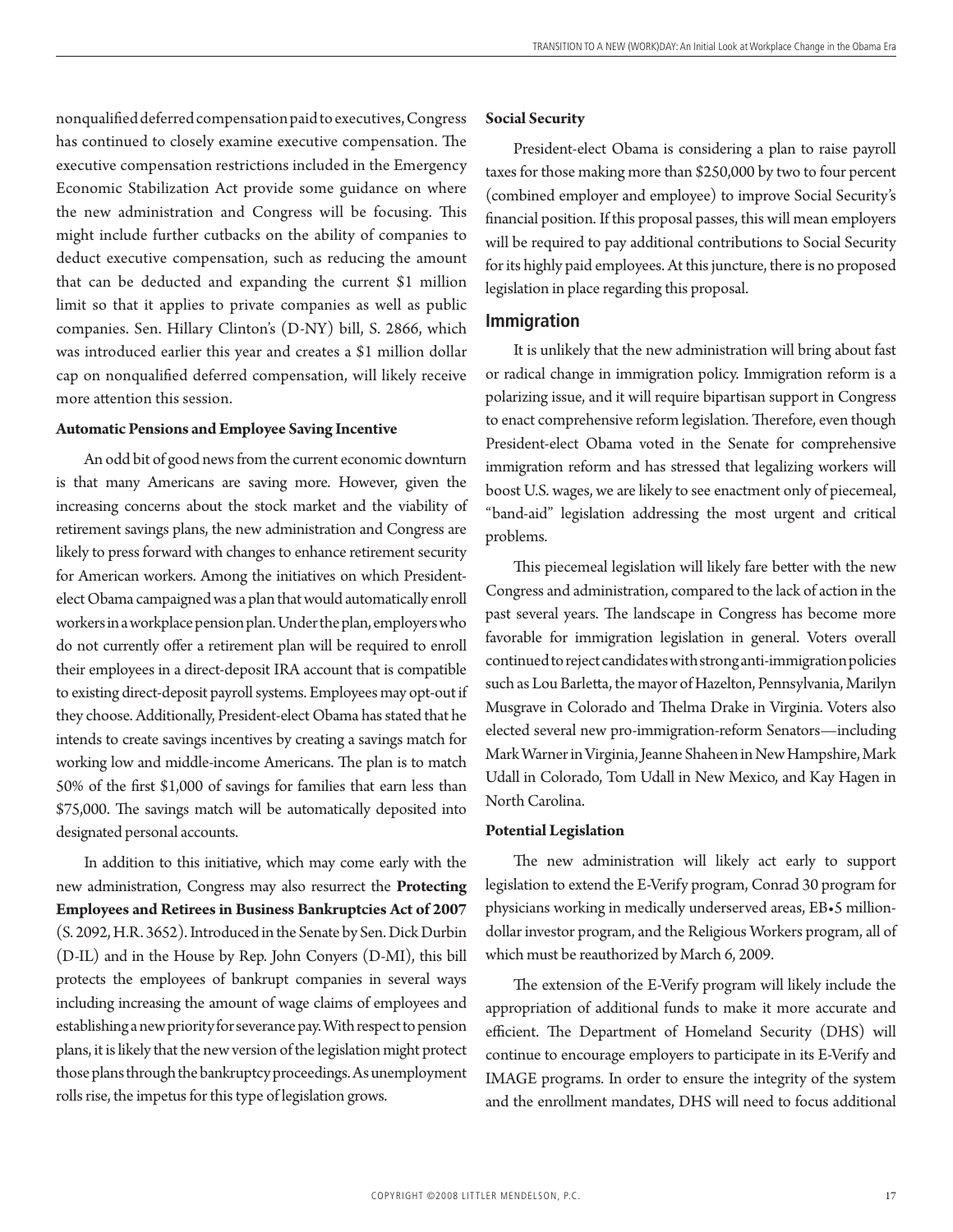nonqualified deferred compensation paid to executives, Congress has continued to closely examine executive compensation. The executive compensation restrictions included in the Emergency Economic Stabilization Act provide some guidance on where the new administration and Congress will be focusing. This might include further cutbacks on the ability of companies to deduct executive compensation, such as reducing the amount that can be deducted and expanding the current $1 million limit so that it applies to private companies as well as public companies. Sen. Hillary Clinton's (D-NY) bill, S. 2866, which was introduced earlier this year and creates a $1 million dollar cap on nonqualified deferred compensation, will likely receive more attention this session.

**Automatic Pensions and Employee Saving Incentive**

An odd bit of good news from the current economic downturn is that many Americans are saving more. However, given the increasing concerns about the stock market and the viability of retirement savings plans, the new administration and Congress are likely to press forward with changes to enhance retirement security for American workers. Among the initiatives on which President-elect Obama campaigned was a plan that would automatically enroll workers in a workplace pension plan. Under the plan, employers who do not currently offer a retirement plan will be required to enroll their employees in a direct-deposit IRA account that is compatible to existing direct-deposit payroll systems. Employees may opt-out if they choose. Additionally, President-elect Obama has stated that he intends to create savings incentives by creating a savings match for working low and middle-income Americans. The plan is to match 50% of the first $1,000 of savings for families that earn less than $75,000. The savings match will be automatically deposited into designated personal accounts.

In addition to this initiative, which may come early with the new administration, Congress may also resurrect the **Protecting Employees and Retirees in Business Bankruptcies Act of 2007** (S. 2092, H.R. 3652). Introduced in the Senate by Sen. Dick Durbin (D-IL) and in the House by Rep. John Conyers (D-MI), this bill protects the employees of bankrupt companies in several ways including increasing the amount of wage claims of employees and establishing a new priority for severance pay. With respect to pension plans, it is likely that the new version of the legislation might protect those plans through the bankruptcy proceedings. As unemployment rolls rise, the impetus for this type of legislation grows.

**Social Security**

President-elect Obama is considering a plan to raise payroll taxes for those making more than $250,000 by two to four percent (combined employer and employee) to improve Social Security's financial position. If this proposal passes, this will mean employers will be required to pay additional contributions to Social Security for its highly paid employees. At this juncture, there is no proposed legislation in place regarding this proposal.

## Immigration

It is unlikely that the new administration will bring about fast or radical change in immigration policy. Immigration reform is a polarizing issue, and it will require bipartisan support in Congress to enact comprehensive reform legislation. Therefore, even though President-elect Obama voted in the Senate for comprehensive immigration reform and has stressed that legalizing workers will boost U.S. wages, we are likely to see enactment only of piecemeal, "band-aid" legislation addressing the most urgent and critical problems.

This piecemeal legislation will likely fare better with the new Congress and administration, compared to the lack of action in the past several years. The landscape in Congress has become more favorable for immigration legislation in general. Voters overall continued to reject candidates with strong anti-immigration policies such as Lou Barletta, the mayor of Hazelton, Pennsylvania, Marilyn Musgrave in Colorado and Thelma Drake in Virginia. Voters also elected several new pro-immigration-reform Senators—including Mark Warner in Virginia, Jeanne Shaheen in New Hampshire, Mark Udall in Colorado, Tom Udall in New Mexico, and Kay Hagen in North Carolina.

**Potential Legislation**

The new administration will likely act early to support legislation to extend the E-Verify program, Conrad 30 program for physicians working in medically underserved areas, EB•5 million-dollar investor program, and the Religious Workers program, all of which must be reauthorized by March 6, 2009.

The extension of the E-Verify program will likely include the appropriation of additional funds to make it more accurate and efficient. The Department of Homeland Security (DHS) will continue to encourage employers to participate in its E-Verify and IMAGE programs. In order to ensure the integrity of the system and the enrollment mandates, DHS will need to focus additional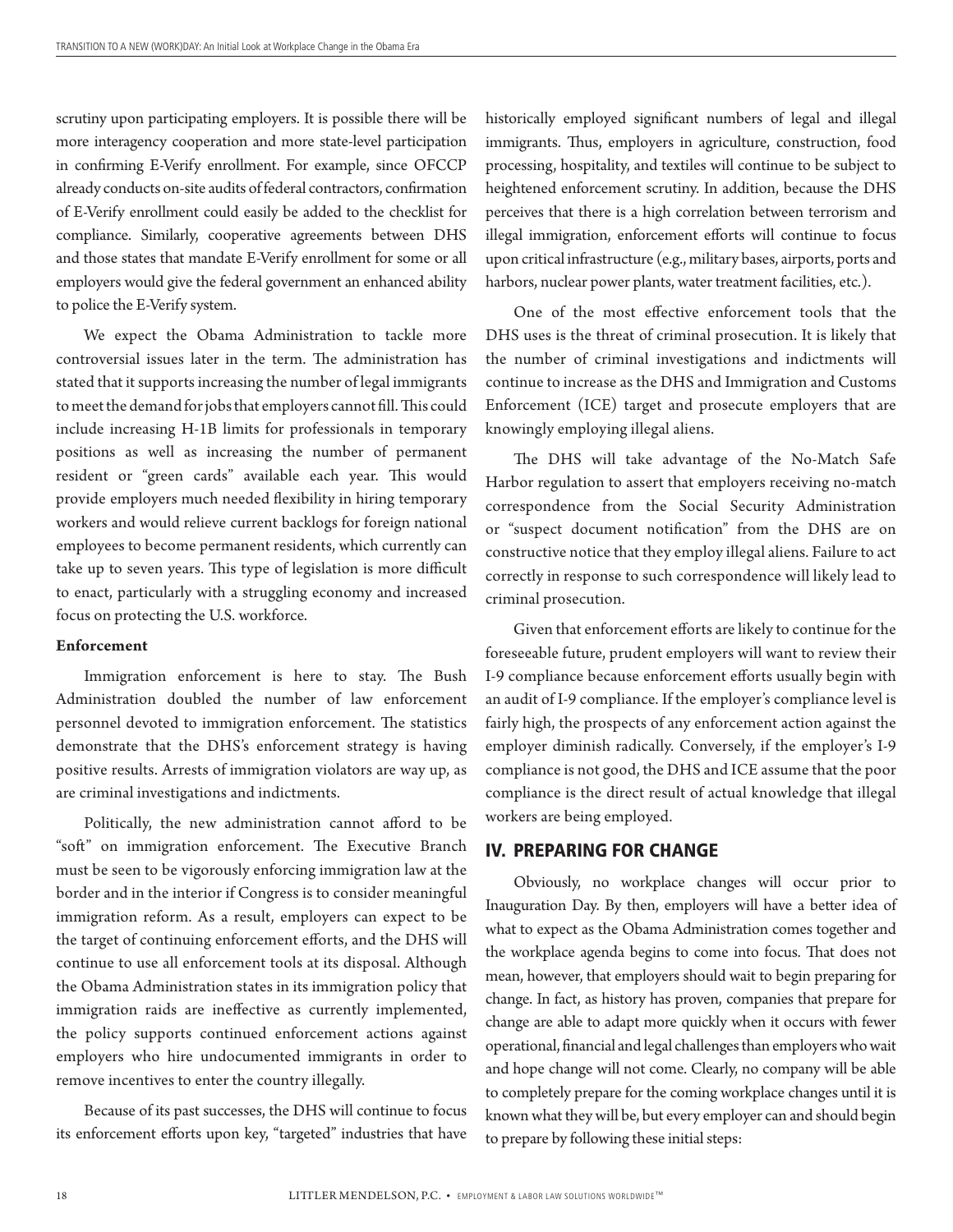scrutiny upon participating employers. It is possible there will be more interagency cooperation and more state-level participation in confirming E-Verify enrollment. For example, since OFCCP already conducts on-site audits of federal contractors, confirmation of E-Verify enrollment could easily be added to the checklist for compliance. Similarly, cooperative agreements between DHS and those states that mandate E-Verify enrollment for some or all employers would give the federal government an enhanced ability to police the E-Verify system.

We expect the Obama Administration to tackle more controversial issues later in the term. The administration has stated that it supports increasing the number of legal immigrants to meet the demand for jobs that employers cannot fill. This could include increasing H-1B limits for professionals in temporary positions as well as increasing the number of permanent resident or "green cards" available each year. This would provide employers much needed flexibility in hiring temporary workers and would relieve current backlogs for foreign national employees to become permanent residents, which currently can take up to seven years. This type of legislation is more difficult to enact, particularly with a struggling economy and increased focus on protecting the U.S. workforce.

**Enforcement**

Immigration enforcement is here to stay. The Bush Administration doubled the number of law enforcement personnel devoted to immigration enforcement. The statistics demonstrate that the DHS's enforcement strategy is having positive results. Arrests of immigration violators are way up, as are criminal investigations and indictments.

Politically, the new administration cannot afford to be "soft" on immigration enforcement. The Executive Branch must be seen to be vigorously enforcing immigration law at the border and in the interior if Congress is to consider meaningful immigration reform. As a result, employers can expect to be the target of continuing enforcement efforts, and the DHS will continue to use all enforcement tools at its disposal. Although the Obama Administration states in its immigration policy that immigration raids are ineffective as currently implemented, the policy supports continued enforcement actions against employers who hire undocumented immigrants in order to remove incentives to enter the country illegally.

Because of its past successes, the DHS will continue to focus its enforcement efforts upon key, "targeted" industries that have historically employed significant numbers of legal and illegal immigrants. Thus, employers in agriculture, construction, food processing, hospitality, and textiles will continue to be subject to heightened enforcement scrutiny. In addition, because the DHS perceives that there is a high correlation between terrorism and illegal immigration, enforcement efforts will continue to focus upon critical infrastructure (e.g., military bases, airports, ports and harbors, nuclear power plants, water treatment facilities, etc.).

One of the most effective enforcement tools that the DHS uses is the threat of criminal prosecution. It is likely that the number of criminal investigations and indictments will continue to increase as the DHS and Immigration and Customs Enforcement (ICE) target and prosecute employers that are knowingly employing illegal aliens.

The DHS will take advantage of the No-Match Safe Harbor regulation to assert that employers receiving no-match correspondence from the Social Security Administration or "suspect document notification" from the DHS are on constructive notice that they employ illegal aliens. Failure to act correctly in response to such correspondence will likely lead to criminal prosecution.

Given that enforcement efforts are likely to continue for the foreseeable future, prudent employers will want to review their I-9 compliance because enforcement efforts usually begin with an audit of I-9 compliance. If the employer's compliance level is fairly high, the prospects of any enforcement action against the employer diminish radically. Conversely, if the employer's I-9 compliance is not good, the DHS and ICE assume that the poor compliance is the direct result of actual knowledge that illegal workers are being employed.

## IV. PREPARING FOR CHANGE

Obviously, no workplace changes will occur prior to Inauguration Day. By then, employers will have a better idea of what to expect as the Obama Administration comes together and the workplace agenda begins to come into focus. That does not mean, however, that employers should wait to begin preparing for change. In fact, as history has proven, companies that prepare for change are able to adapt more quickly when it occurs with fewer operational, financial and legal challenges than employers who wait and hope change will not come. Clearly, no company will be able to completely prepare for the coming workplace changes until it is known what they will be, but every employer can and should begin to prepare by following these initial steps: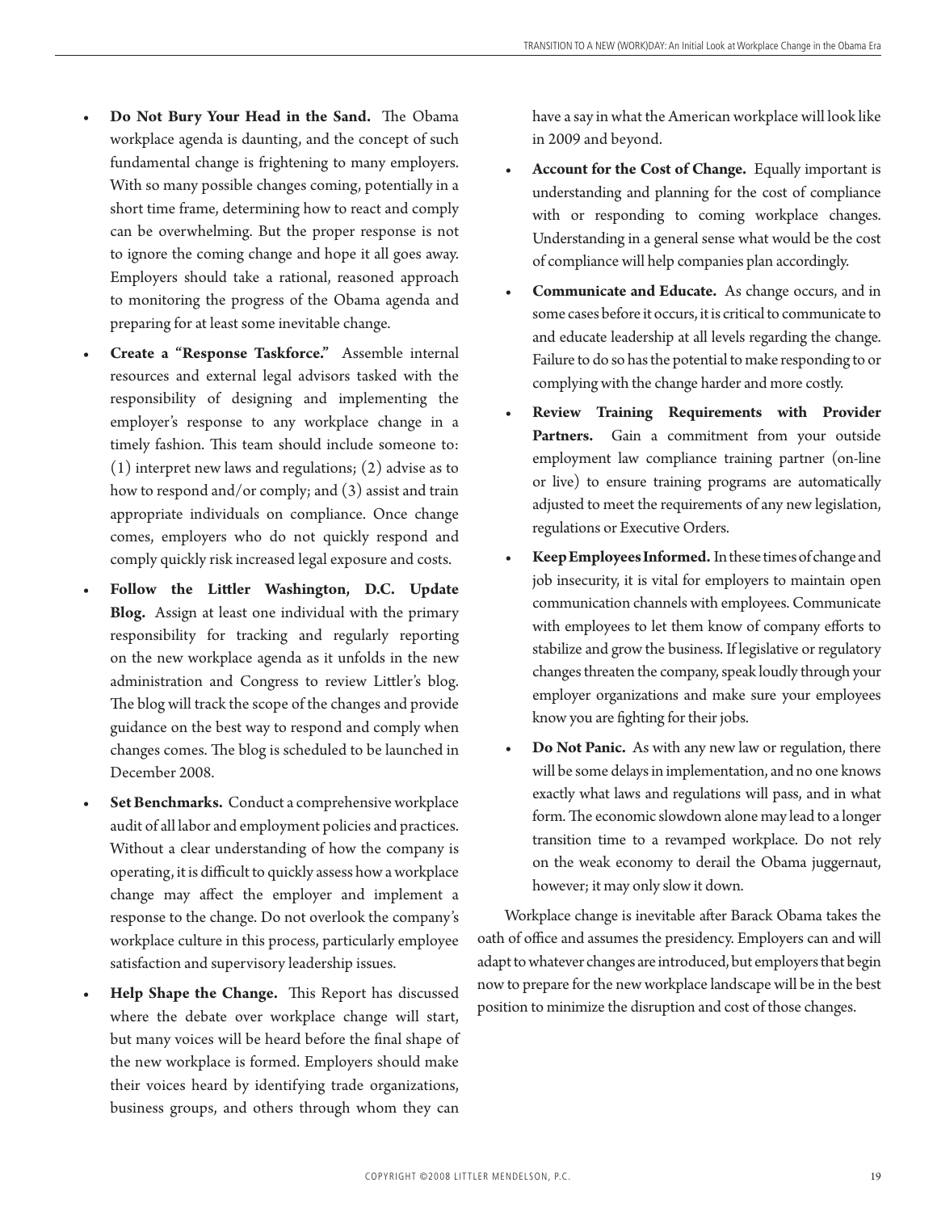- **Do Not Bury Your Head in the Sand.** The Obama workplace agenda is daunting, and the concept of such fundamental change is frightening to many employers. With so many possible changes coming, potentially in a short time frame, determining how to react and comply can be overwhelming. But the proper response is not to ignore the coming change and hope it all goes away. Employers should take a rational, reasoned approach to monitoring the progress of the Obama agenda and preparing for at least some inevitable change.

- **Create a "Response Taskforce."** Assemble internal resources and external legal advisors tasked with the responsibility of designing and implementing the employer's response to any workplace change in a timely fashion. This team should include someone to: (1) interpret new laws and regulations; (2) advise as to how to respond and/or comply; and (3) assist and train appropriate individuals on compliance. Once change comes, employers who do not quickly respond and comply quickly risk increased legal exposure and costs.

- **Follow the Littler Washington, D.C. Update Blog.** Assign at least one individual with the primary responsibility for tracking and regularly reporting on the new workplace agenda as it unfolds in the new administration and Congress to review Littler's blog. The blog will track the scope of the changes and provide guidance on the best way to respond and comply when changes comes. The blog is scheduled to be launched in December 2008.

- **Set Benchmarks.** Conduct a comprehensive workplace audit of all labor and employment policies and practices. Without a clear understanding of how the company is operating, it is difficult to quickly assess how a workplace change may affect the employer and implement a response to the change. Do not overlook the company's workplace culture in this process, particularly employee satisfaction and supervisory leadership issues.

- **Help Shape the Change.** This Report has discussed where the debate over workplace change will start, but many voices will be heard before the final shape of the new workplace is formed. Employers should make their voices heard by identifying trade organizations, business groups, and others through whom they can have a say in what the American workplace will look like in 2009 and beyond.

- **Account for the Cost of Change.** Equally important is understanding and planning for the cost of compliance with or responding to coming workplace changes. Understanding in a general sense what would be the cost of compliance will help companies plan accordingly.

- **Communicate and Educate.** As change occurs, and in some cases before it occurs, it is critical to communicate to and educate leadership at all levels regarding the change. Failure to do so has the potential to make responding to or complying with the change harder and more costly.

- **Review Training Requirements with Provider Partners.** Gain a commitment from your outside employment law compliance training partner (on-line or live) to ensure training programs are automatically adjusted to meet the requirements of any new legislation, regulations or Executive Orders.

- **Keep Employees Informed.** In these times of change and job insecurity, it is vital for employers to maintain open communication channels with employees. Communicate with employees to let them know of company efforts to stabilize and grow the business. If legislative or regulatory changes threaten the company, speak loudly through your employer organizations and make sure your employees know you are fighting for their jobs.

- **Do Not Panic.** As with any new law or regulation, there will be some delays in implementation, and no one knows exactly what laws and regulations will pass, and in what form. The economic slowdown alone may lead to a longer transition time to a revamped workplace. Do not rely on the weak economy to derail the Obama juggernaut, however; it may only slow it down.

Workplace change is inevitable after Barack Obama takes the oath of office and assumes the presidency. Employers can and will adapt to whatever changes are introduced, but employers that begin now to prepare for the new workplace landscape will be in the best position to minimize the disruption and cost of those changes.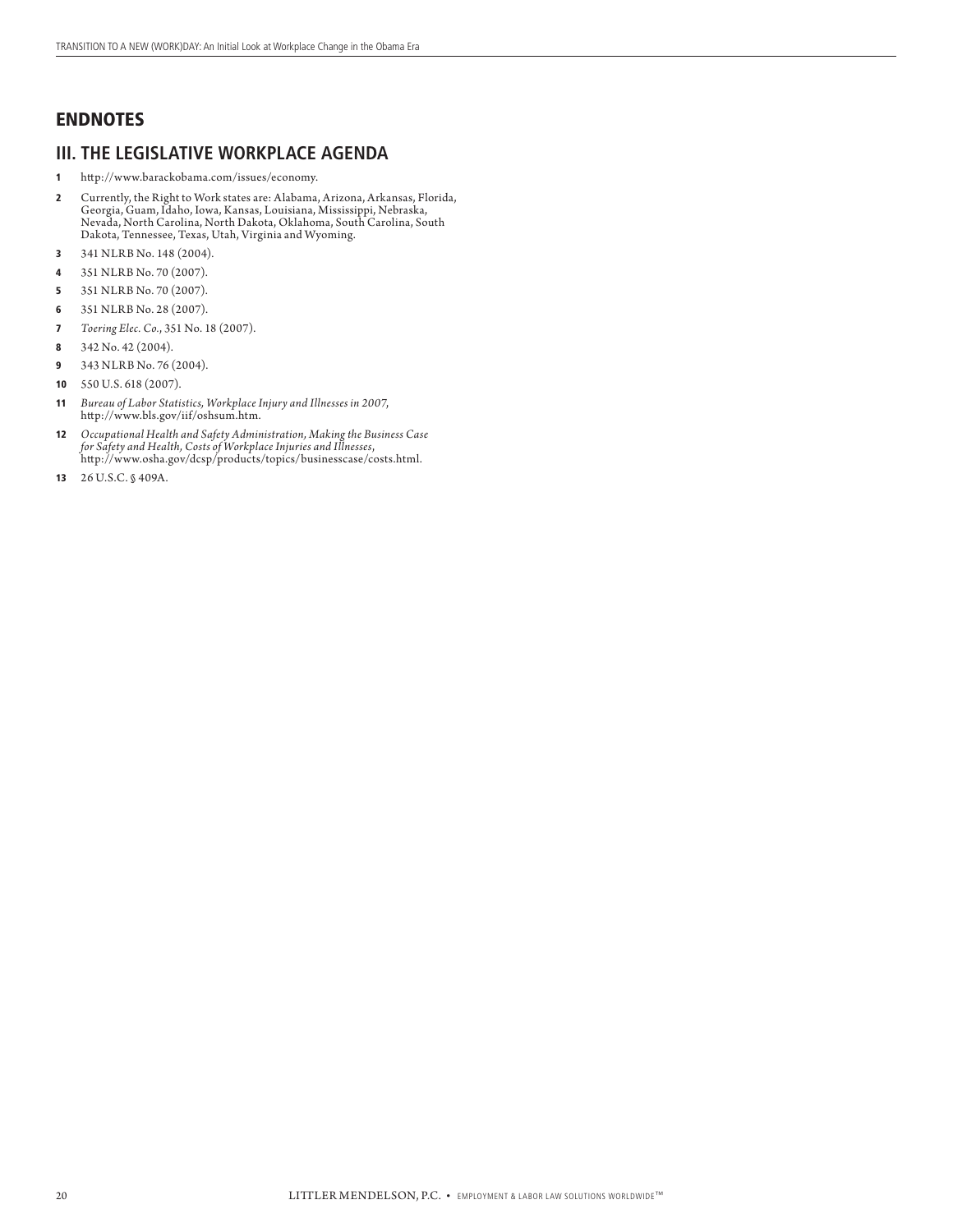## ENDNOTES

## III. THE LEGISLATIVE WORKPLACE AGENDA

1. http://www.barackobama.com/issues/economy.
2. Currently, the Right to Work states are: Alabama, Arizona, Arkansas, Florida, Georgia, Guam, Idaho, Iowa, Kansas, Louisiana, Mississippi, Nebraska, Nevada, North Carolina, North Dakota, Oklahoma, South Carolina, South Dakota, Tennessee, Texas, Utah, Virginia and Wyoming.
3. 341 NLRB No. 148 (2004).
4. 351 NLRB No. 70 (2007).
5. 351 NLRB No. 70 (2007).
6. 351 NLRB No. 28 (2007).
7. *Toering Elec. Co.*, 351 No. 18 (2007).
8. 342 No. 42 (2004).
9. 343 NLRB No. 76 (2004).
10. 550 U.S. 618 (2007).
11. *Bureau of Labor Statistics, Workplace Injury and Illnesses in 2007*, http://www.bls.gov/iif/oshsum.htm.
12. *Occupational Health and Safety Administration, Making the Business Case for Safety and Health, Costs of Workplace Injuries and Illnesses*, http://www.osha.gov/dcsp/products/topics/businesscase/costs.html.
13. 26 U.S.C. § 409A.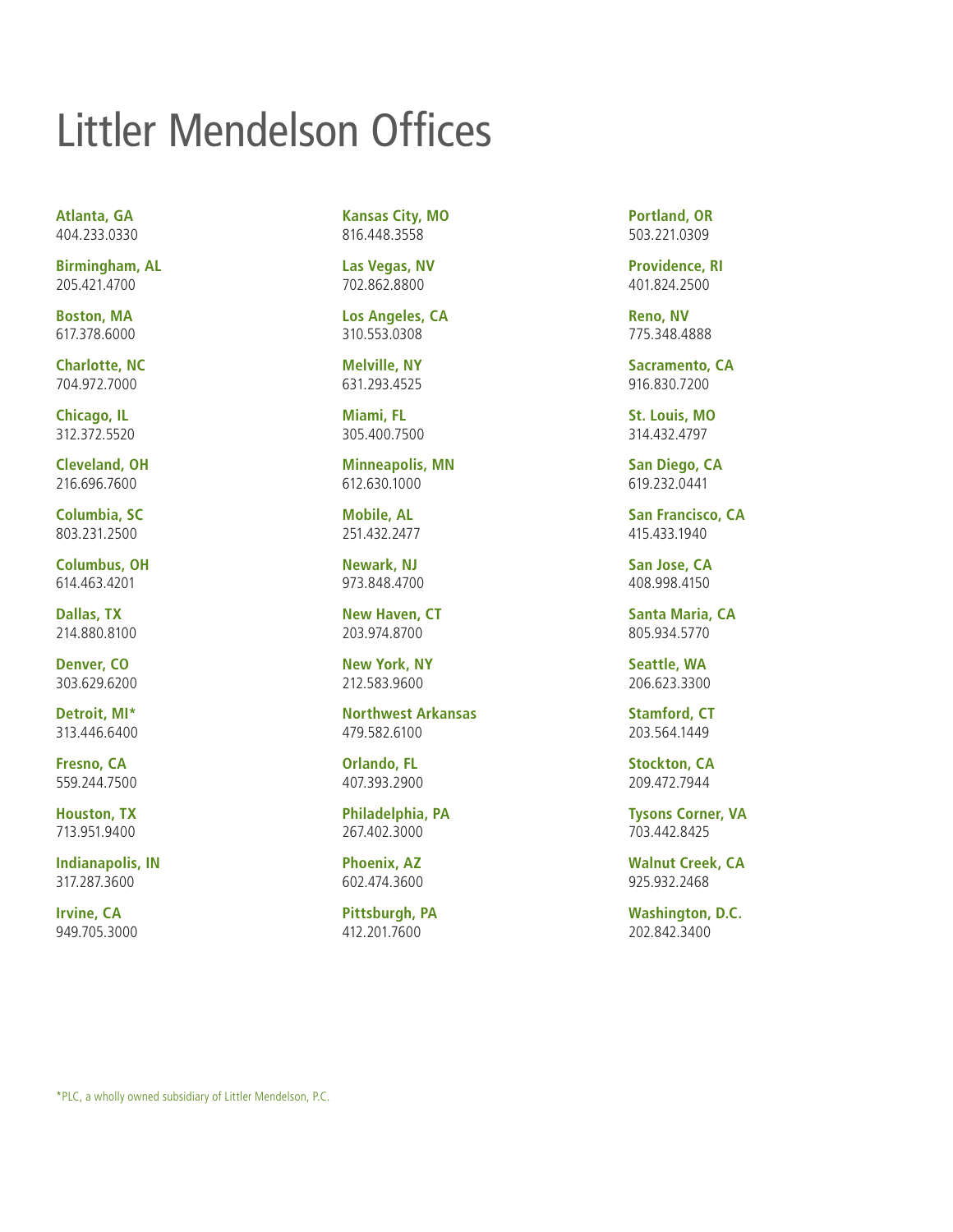# Littler Mendelson Offices

**Atlanta, GA**
404.233.0330

**Birmingham, AL**
205.421.4700

**Boston, MA**
617.378.6000

**Charlotte, NC**
704.972.7000

**Chicago, IL**
312.372.5520

**Cleveland, OH**
216.696.7600

**Columbia, SC**
803.231.2500

**Columbus, OH**
614.463.4201

**Dallas, TX**
214.880.8100

**Denver, CO**
303.629.6200

**Detroit, MI***
313.446.6400

**Fresno, CA**
559.244.7500

**Houston, TX**
713.951.9400

**Indianapolis, IN**
317.287.3600

**Irvine, CA**
949.705.3000

**Kansas City, MO**
816.448.3558

**Las Vegas, NV**
702.862.8800

**Los Angeles, CA**
310.553.0308

**Melville, NY**
631.293.4525

**Miami, FL**
305.400.7500

**Minneapolis, MN**
612.630.1000

**Mobile, AL**
251.432.2477

**Newark, NJ**
973.848.4700

**New Haven, CT**
203.974.8700

**New York, NY**
212.583.9600

**Northwest Arkansas**
479.582.6100

**Orlando, FL**
407.393.2900

**Philadelphia, PA**
267.402.3000

**Phoenix, AZ**
602.474.3600

**Pittsburgh, PA**
412.201.7600

**Portland, OR**
503.221.0309

**Providence, RI**
401.824.2500

**Reno, NV**
775.348.4888

**Sacramento, CA**
916.830.7200

**St. Louis, MO**
314.432.4797

**San Diego, CA**
619.232.0441

**San Francisco, CA**
415.433.1940

**San Jose, CA**
408.998.4150

**Santa Maria, CA**
805.934.5770

**Seattle, WA**
206.623.3300

**Stamford, CT**
203.564.1449

**Stockton, CA**
209.472.7944

**Tysons Corner, VA**
703.442.8425

**Walnut Creek, CA**
925.932.2468

**Washington, D.C.**
202.842.3400

*PLC, a wholly owned subsidiary of Littler Mendelson, P.C.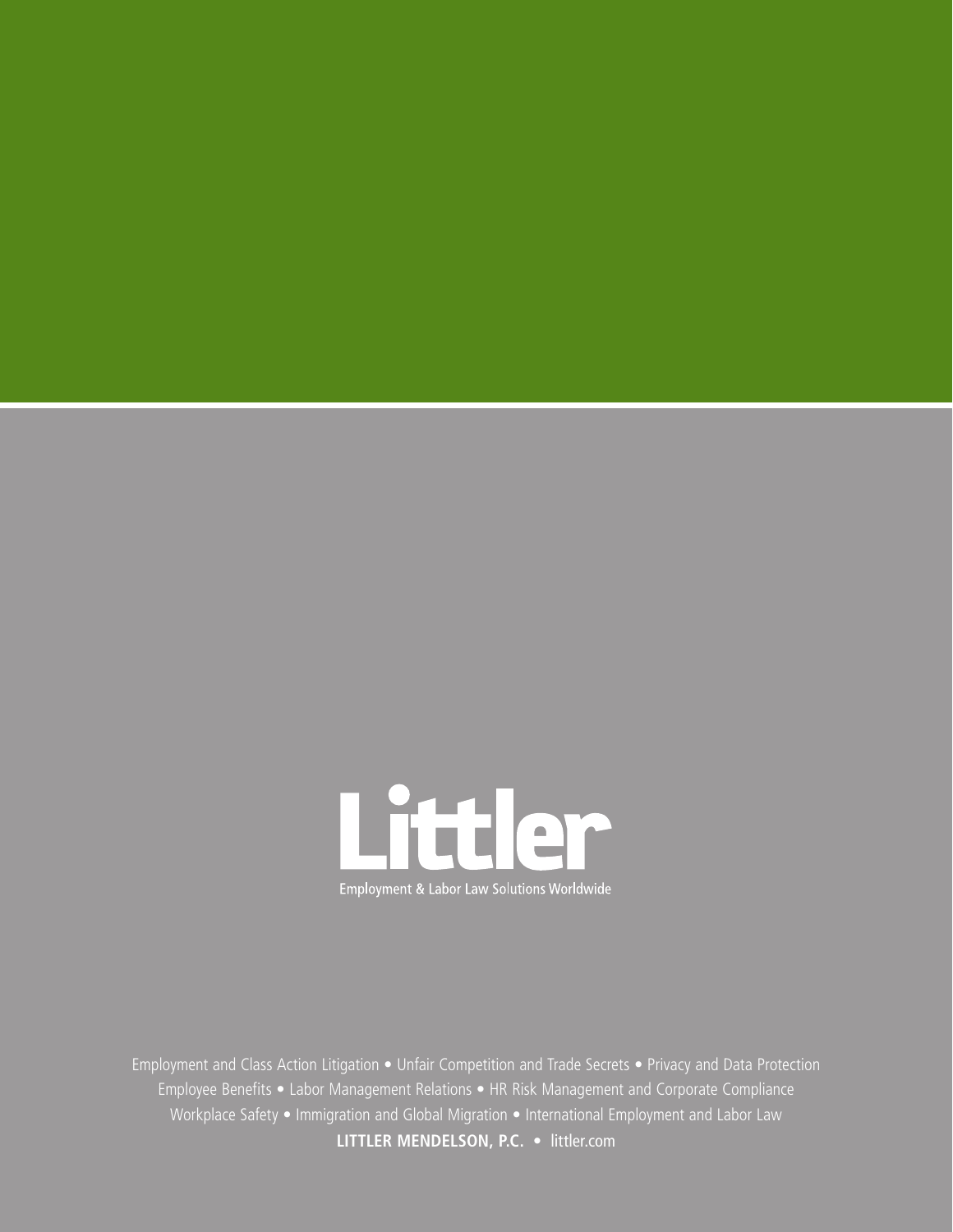Littler

Employment & Labor Law Solutions Worldwide

Employment and Class Action Litigation • Unfair Competition and Trade Secrets • Privacy and Data Protection
Employee Benefits • Labor Management Relations • HR Risk Management and Corporate Compliance
Workplace Safety • Immigration and Global Migration • International Employment and Labor Law

**LITTLER MENDELSON, P.C.** • littler.com